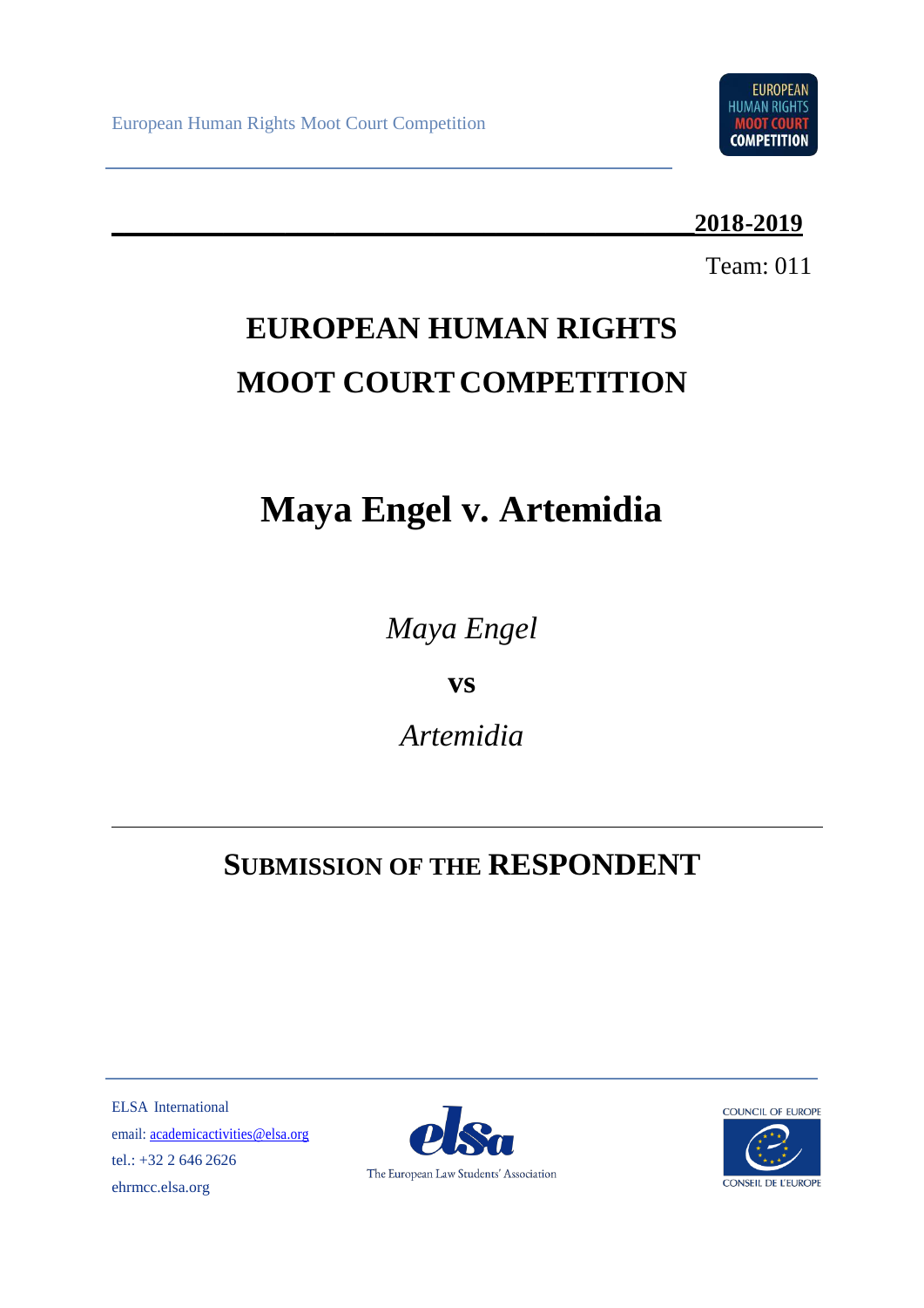European Human Rights Moot Court Competition

**2018-2019**

Team: 011

# EUROPEAN HUMAN RIGHTS MOOT COURT COMPETITION

# Maya Engel v. Artemidia

*Maya Engel*

**vs**

*Artemidia*

## SUBMISSION OF THE RESPONDENT

ELSA International
email: academicactivities@elsa.org
tel.: +32 2 646 2626
ehrmcc.elsa.org

The European Law Students' Association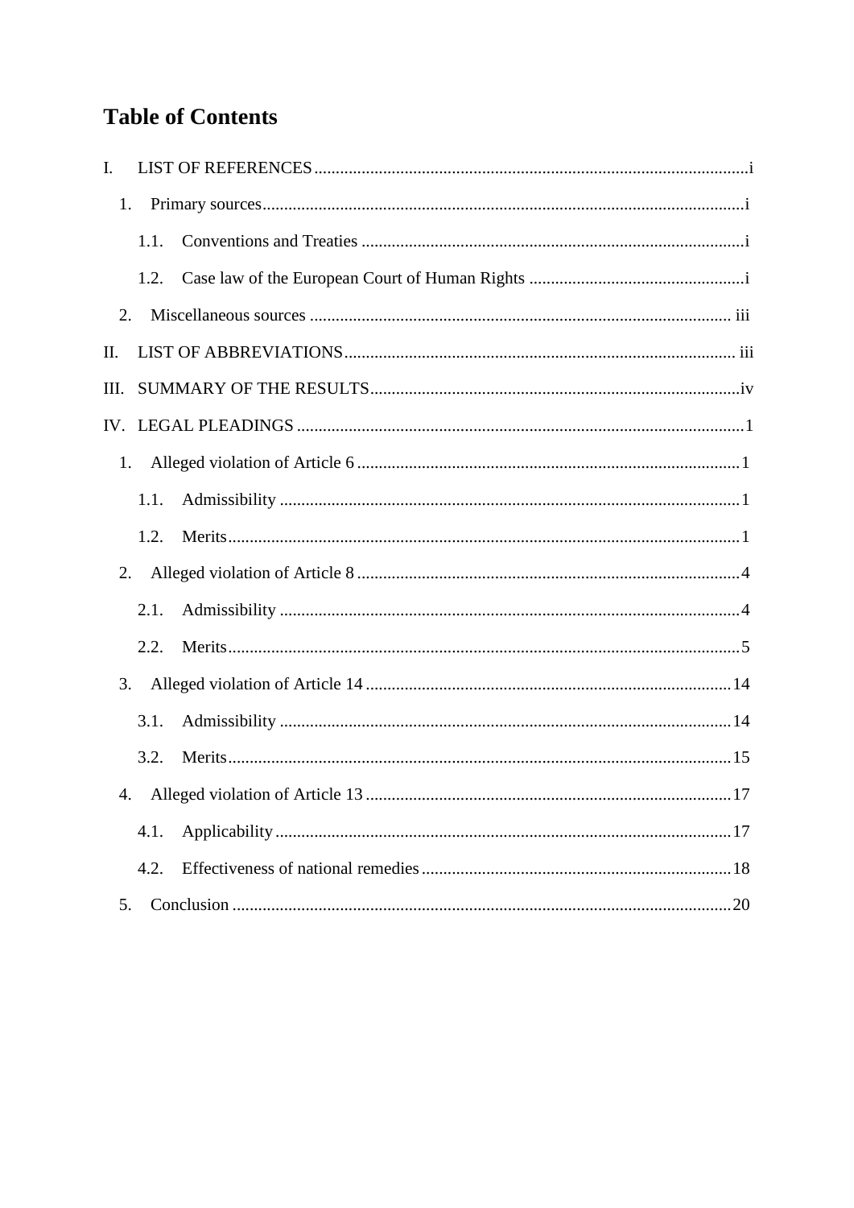# Table of Contents

I. LIST OF REFERENCES .... i

- 1. Primary sources .... i
  - 1.1. Conventions and Treaties .... i
  - 1.2. Case law of the European Court of Human Rights .... i
- 2. Miscellaneous sources .... iii

II. LIST OF ABBREVIATIONS .... iii

III. SUMMARY OF THE RESULTS .... iv

IV. LEGAL PLEADINGS .... 1

- 1. Alleged violation of Article 6 .... 1
  - 1.1. Admissibility .... 1
  - 1.2. Merits .... 1
- 2. Alleged violation of Article 8 .... 4
  - 2.1. Admissibility .... 4
  - 2.2. Merits .... 5
- 3. Alleged violation of Article 14 .... 14
  - 3.1. Admissibility .... 14
  - 3.2. Merits .... 15
- 4. Alleged violation of Article 13 .... 17
  - 4.1. Applicability .... 17
  - 4.2. Effectiveness of national remedies .... 18
- 5. Conclusion .... 20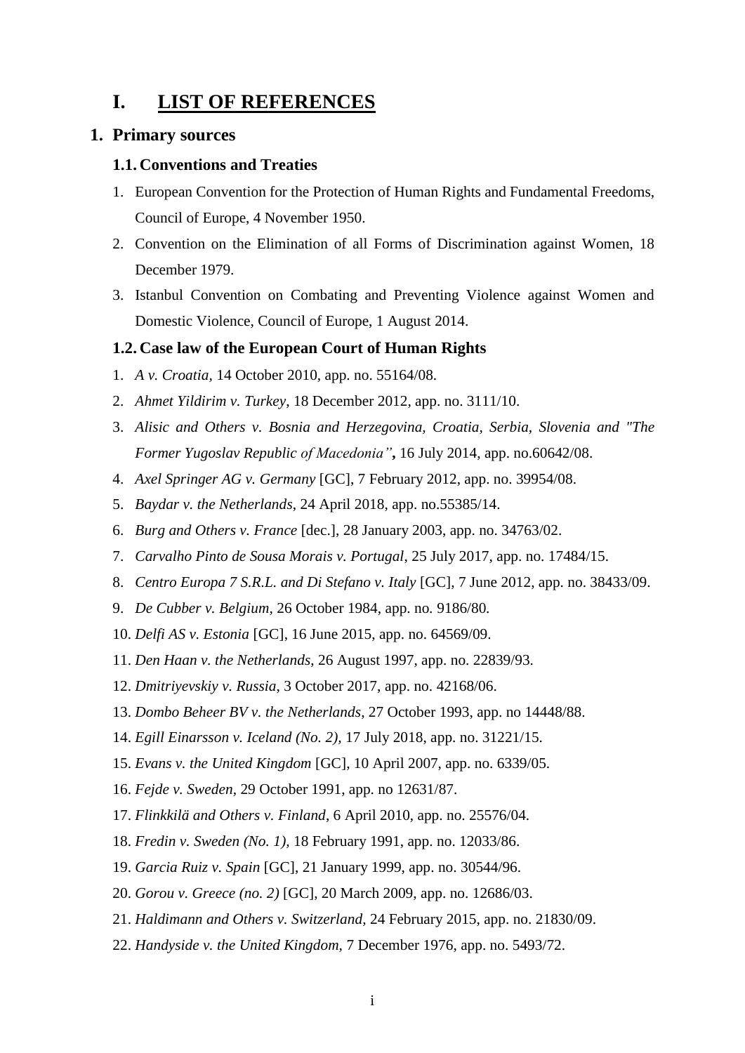# I. LIST OF REFERENCES

## 1. Primary sources

### 1.1. Conventions and Treaties

1. European Convention for the Protection of Human Rights and Fundamental Freedoms, Council of Europe, 4 November 1950.
2. Convention on the Elimination of all Forms of Discrimination against Women, 18 December 1979.
3. Istanbul Convention on Combating and Preventing Violence against Women and Domestic Violence, Council of Europe, 1 August 2014.

### 1.2. Case law of the European Court of Human Rights

1. *A v. Croatia*, 14 October 2010, app. no. 55164/08.
2. *Ahmet Yildirim v. Turkey*, 18 December 2012, app. no. 3111/10.
3. *Alisic and Others v. Bosnia and Herzegovina, Croatia, Serbia, Slovenia and "The Former Yugoslav Republic of Macedonia"*, 16 July 2014, app. no.60642/08.
4. *Axel Springer AG v. Germany* [GC], 7 February 2012, app. no. 39954/08.
5. *Baydar v. the Netherlands*, 24 April 2018, app. no.55385/14.
6. *Burg and Others v. France* [dec.], 28 January 2003, app. no. 34763/02.
7. *Carvalho Pinto de Sousa Morais v. Portugal*, 25 July 2017, app. no. 17484/15.
8. *Centro Europa 7 S.R.L. and Di Stefano v. Italy* [GC], 7 June 2012, app. no. 38433/09.
9. *De Cubber v. Belgium*, 26 October 1984, app. no. 9186/80.
10. *Delfi AS v. Estonia* [GC], 16 June 2015, app. no. 64569/09.
11. *Den Haan v. the Netherlands*, 26 August 1997, app. no. 22839/93.
12. *Dmitriyevskiy v. Russia*, 3 October 2017, app. no. 42168/06.
13. *Dombo Beheer BV v. the Netherlands*, 27 October 1993, app. no 14448/88.
14. *Egill Einarsson v. Iceland (No. 2)*, 17 July 2018, app. no. 31221/15.
15. *Evans v. the United Kingdom* [GC], 10 April 2007, app. no. 6339/05.
16. *Fejde v. Sweden*, 29 October 1991, app. no 12631/87.
17. *Flinkkilä and Others v. Finland*, 6 April 2010, app. no. 25576/04.
18. *Fredin v. Sweden (No. 1)*, 18 February 1991, app. no. 12033/86.
19. *Garcia Ruiz v. Spain* [GC], 21 January 1999, app. no. 30544/96.
20. *Gorou v. Greece (no. 2)* [GC], 20 March 2009, app. no. 12686/03.
21. *Haldimann and Others v. Switzerland*, 24 February 2015, app. no. 21830/09.
22. *Handyside v. the United Kingdom*, 7 December 1976, app. no. 5493/72.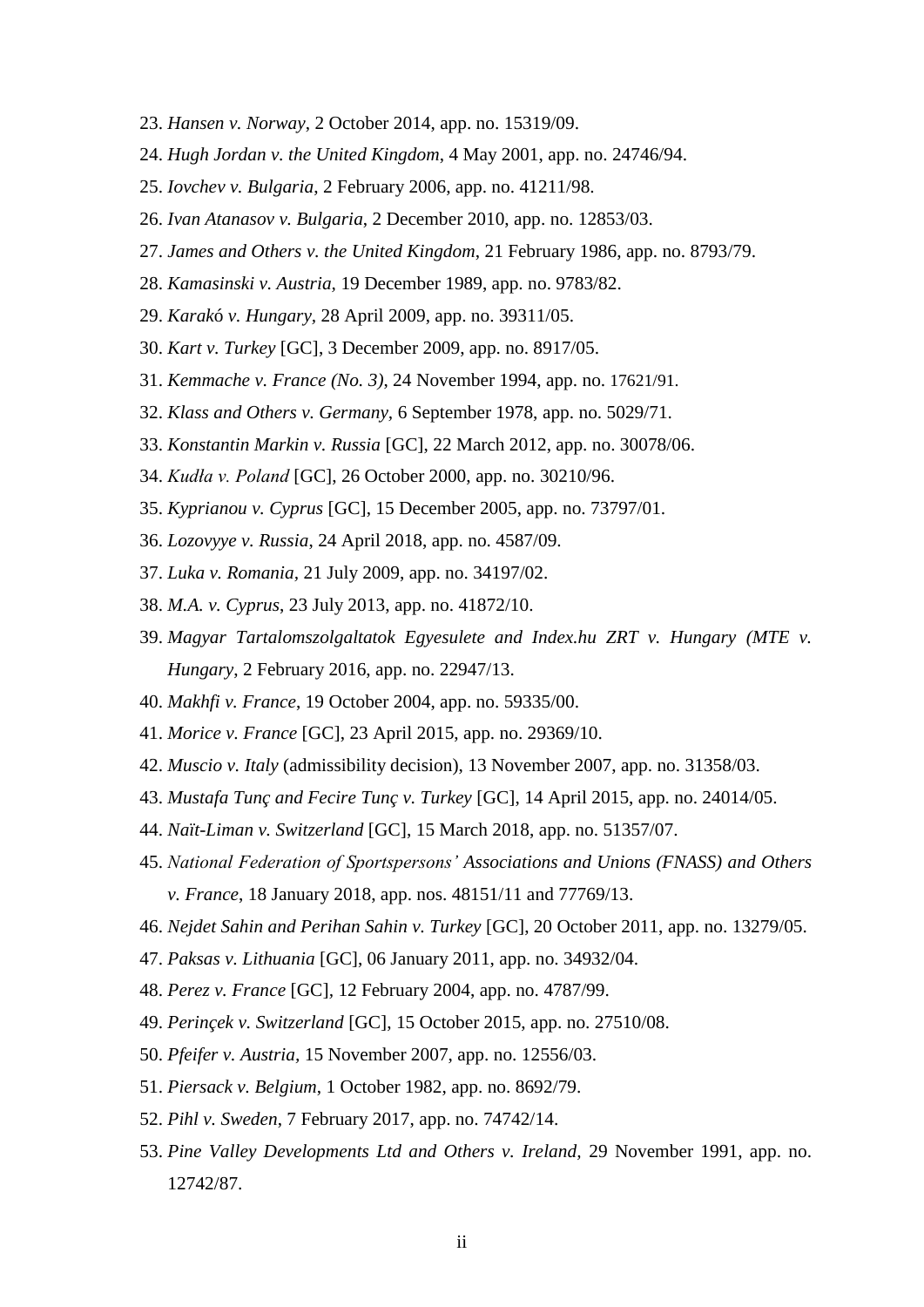23. *Hansen v. Norway*, 2 October 2014, app. no. 15319/09.
24. *Hugh Jordan v. the United Kingdom*, 4 May 2001, app. no. 24746/94.
25. *Iovchev v. Bulgaria*, 2 February 2006, app. no. 41211/98.
26. *Ivan Atanasov v. Bulgaria*, 2 December 2010, app. no. 12853/03.
27. *James and Others v. the United Kingdom*, 21 February 1986, app. no. 8793/79.
28. *Kamasinski v. Austria*, 19 December 1989, app. no. 9783/82.
29. *Karakó v. Hungary*, 28 April 2009, app. no. 39311/05.
30. *Kart v. Turkey* [GC], 3 December 2009, app. no. 8917/05.
31. *Kemmache v. France (No. 3)*, 24 November 1994, app. no. 17621/91.
32. *Klass and Others v. Germany*, 6 September 1978, app. no. 5029/71.
33. *Konstantin Markin v. Russia* [GC], 22 March 2012, app. no. 30078/06.
34. *Kudła v. Poland* [GC], 26 October 2000, app. no. 30210/96.
35. *Kyprianou v. Cyprus* [GC], 15 December 2005, app. no. 73797/01.
36. *Lozovyye v. Russia*, 24 April 2018, app. no. 4587/09.
37. *Luka v. Romania*, 21 July 2009, app. no. 34197/02.
38. *M.A. v. Cyprus*, 23 July 2013, app. no. 41872/10.
39. *Magyar Tartalomszolgaltatok Egyesulete and Index.hu ZRT v. Hungary (MTE v. Hungary*, 2 February 2016, app. no. 22947/13.
40. *Makhfi v. France*, 19 October 2004, app. no. 59335/00.
41. *Morice v. France* [GC], 23 April 2015, app. no. 29369/10.
42. *Muscio v. Italy* (admissibility decision), 13 November 2007, app. no. 31358/03.
43. *Mustafa Tunç and Fecire Tunç v. Turkey* [GC], 14 April 2015, app. no. 24014/05.
44. *Naït-Liman v. Switzerland* [GC], 15 March 2018, app. no. 51357/07.
45. *National Federation of Sportspersons' Associations and Unions (FNASS) and Others v. France*, 18 January 2018, app. nos. 48151/11 and 77769/13.
46. *Nejdet Sahin and Perihan Sahin v. Turkey* [GC], 20 October 2011, app. no. 13279/05.
47. *Paksas v. Lithuania* [GC], 06 January 2011, app. no. 34932/04.
48. *Perez v. France* [GC], 12 February 2004, app. no. 4787/99.
49. *Perinçek v. Switzerland* [GC], 15 October 2015, app. no. 27510/08.
50. *Pfeifer v. Austria*, 15 November 2007, app. no. 12556/03.
51. *Piersack v. Belgium*, 1 October 1982, app. no. 8692/79.
52. *Pihl v. Sweden*, 7 February 2017, app. no. 74742/14.
53. *Pine Valley Developments Ltd and Others v. Ireland,* 29 November 1991, app. no. 12742/87.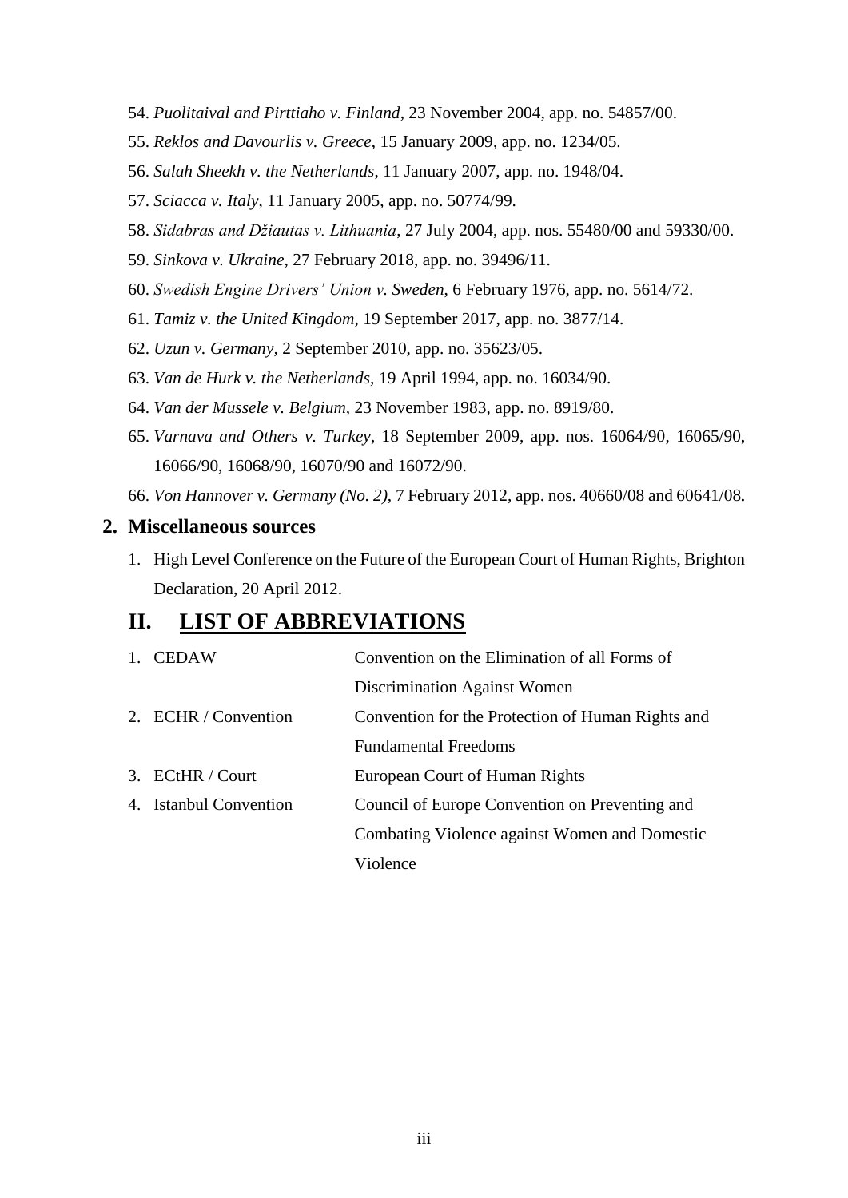54. *Puolitaival and Pirttiaho v. Finland*, 23 November 2004, app. no. 54857/00.
55. *Reklos and Davourlis v. Greece*, 15 January 2009, app. no. 1234/05.
56. *Salah Sheekh v. the Netherlands*, 11 January 2007, app. no. 1948/04.
57. *Sciacca v. Italy*, 11 January 2005, app. no. 50774/99.
58. *Sidabras and Džiautas v. Lithuania*, 27 July 2004, app. nos. 55480/00 and 59330/00.
59. *Sinkova v. Ukraine*, 27 February 2018, app. no. 39496/11.
60. *Swedish Engine Drivers' Union v. Sweden*, 6 February 1976, app. no. 5614/72.
61. *Tamiz v. the United Kingdom*, 19 September 2017, app. no. 3877/14.
62. *Uzun v. Germany*, 2 September 2010, app. no. 35623/05.
63. *Van de Hurk v. the Netherlands*, 19 April 1994, app. no. 16034/90.
64. *Van der Mussele v. Belgium*, 23 November 1983, app. no. 8919/80.
65. *Varnava and Others v. Turkey*, 18 September 2009, app. nos. 16064/90, 16065/90, 16066/90, 16068/90, 16070/90 and 16072/90.
66. *Von Hannover v. Germany (No. 2)*, 7 February 2012, app. nos. 40660/08 and 60641/08.

### 2. Miscellaneous sources

1. High Level Conference on the Future of the European Court of Human Rights, Brighton Declaration, 20 April 2012.

## II. LIST OF ABBREVIATIONS

| | |
|---|---|
| 1. CEDAW | Convention on the Elimination of all Forms of Discrimination Against Women |
| 2. ECHR / Convention | Convention for the Protection of Human Rights and Fundamental Freedoms |
| 3. ECtHR / Court | European Court of Human Rights |
| 4. Istanbul Convention | Council of Europe Convention on Preventing and Combating Violence against Women and Domestic Violence |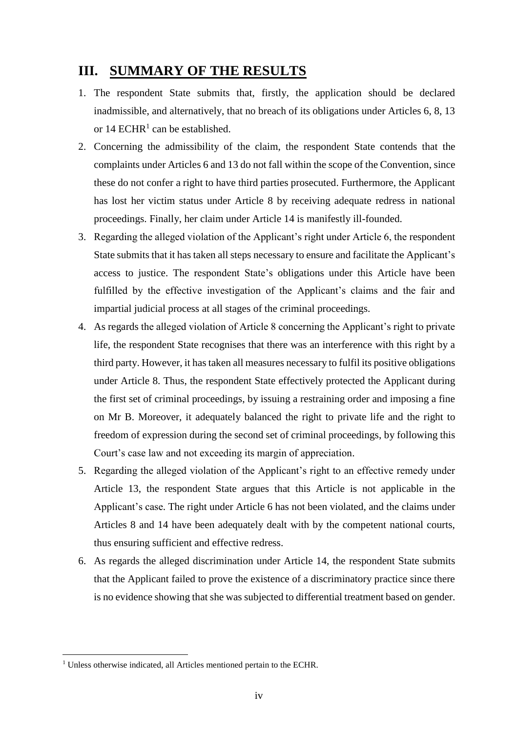## III. SUMMARY OF THE RESULTS

1. The respondent State submits that, firstly, the application should be declared inadmissible, and alternatively, that no breach of its obligations under Articles 6, 8, 13 or 14 ECHR[1] can be established.
2. Concerning the admissibility of the claim, the respondent State contends that the complaints under Articles 6 and 13 do not fall within the scope of the Convention, since these do not confer a right to have third parties prosecuted. Furthermore, the Applicant has lost her victim status under Article 8 by receiving adequate redress in national proceedings. Finally, her claim under Article 14 is manifestly ill-founded.
3. Regarding the alleged violation of the Applicant's right under Article 6, the respondent State submits that it has taken all steps necessary to ensure and facilitate the Applicant's access to justice. The respondent State's obligations under this Article have been fulfilled by the effective investigation of the Applicant's claims and the fair and impartial judicial process at all stages of the criminal proceedings.
4. As regards the alleged violation of Article 8 concerning the Applicant's right to private life, the respondent State recognises that there was an interference with this right by a third party. However, it has taken all measures necessary to fulfil its positive obligations under Article 8. Thus, the respondent State effectively protected the Applicant during the first set of criminal proceedings, by issuing a restraining order and imposing a fine on Mr B. Moreover, it adequately balanced the right to private life and the right to freedom of expression during the second set of criminal proceedings, by following this Court's case law and not exceeding its margin of appreciation.
5. Regarding the alleged violation of the Applicant's right to an effective remedy under Article 13, the respondent State argues that this Article is not applicable in the Applicant's case. The right under Article 6 has not been violated, and the claims under Articles 8 and 14 have been adequately dealt with by the competent national courts, thus ensuring sufficient and effective redress.
6. As regards the alleged discrimination under Article 14, the respondent State submits that the Applicant failed to prove the existence of a discriminatory practice since there is no evidence showing that she was subjected to differential treatment based on gender.

[1] Unless otherwise indicated, all Articles mentioned pertain to the ECHR.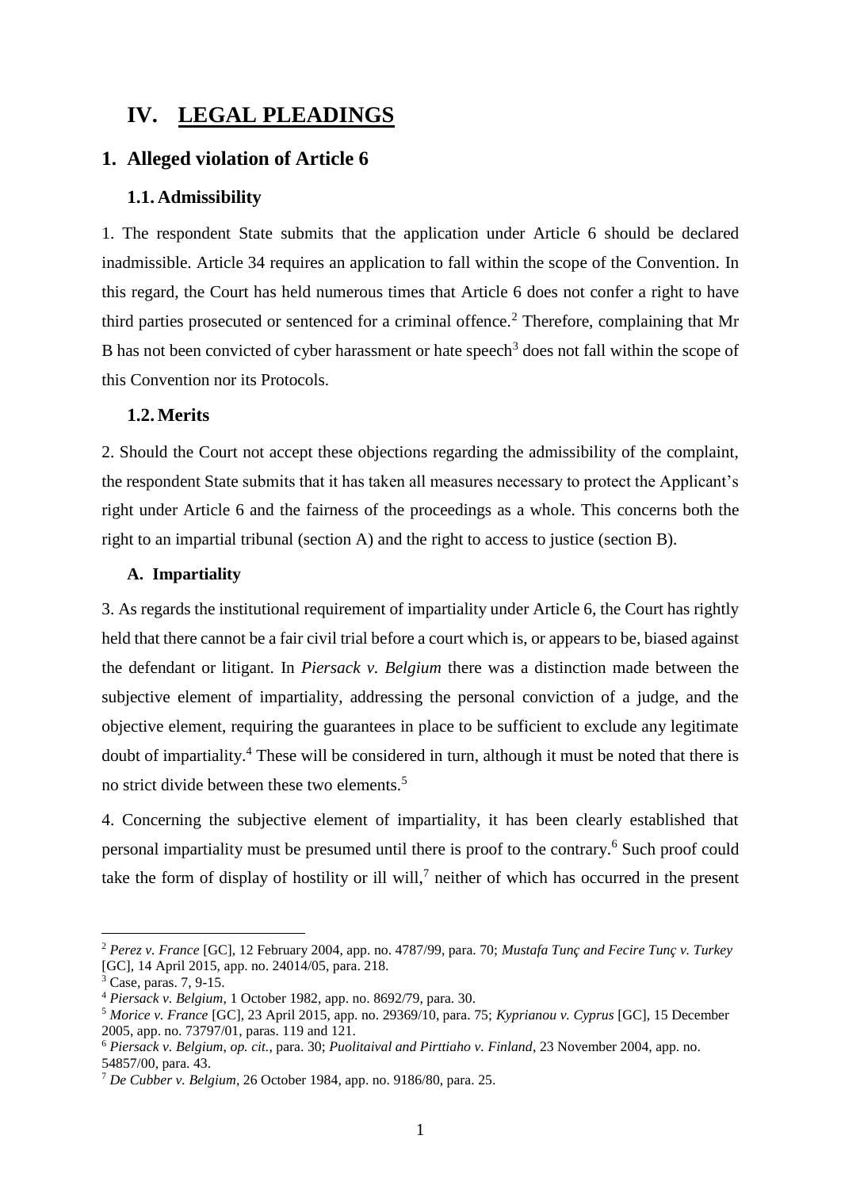# IV. LEGAL PLEADINGS

## 1. Alleged violation of Article 6

### 1.1. Admissibility

1. The respondent State submits that the application under Article 6 should be declared inadmissible. Article 34 requires an application to fall within the scope of the Convention. In this regard, the Court has held numerous times that Article 6 does not confer a right to have third parties prosecuted or sentenced for a criminal offence.[2] Therefore, complaining that Mr B has not been convicted of cyber harassment or hate speech[3] does not fall within the scope of this Convention nor its Protocols.

### 1.2. Merits

2. Should the Court not accept these objections regarding the admissibility of the complaint, the respondent State submits that it has taken all measures necessary to protect the Applicant's right under Article 6 and the fairness of the proceedings as a whole. This concerns both the right to an impartial tribunal (section A) and the right to access to justice (section B).

#### A. Impartiality

3. As regards the institutional requirement of impartiality under Article 6, the Court has rightly held that there cannot be a fair civil trial before a court which is, or appears to be, biased against the defendant or litigant. In *Piersack v. Belgium* there was a distinction made between the subjective element of impartiality, addressing the personal conviction of a judge, and the objective element, requiring the guarantees in place to be sufficient to exclude any legitimate doubt of impartiality.[4] These will be considered in turn, although it must be noted that there is no strict divide between these two elements.[5]

4. Concerning the subjective element of impartiality, it has been clearly established that personal impartiality must be presumed until there is proof to the contrary.[6] Such proof could take the form of display of hostility or ill will,[7] neither of which has occurred in the present

---

[2] *Perez v. France* [GC], 12 February 2004, app. no. 4787/99, para. 70; *Mustafa Tunç and Fecire Tunç v. Turkey* [GC], 14 April 2015, app. no. 24014/05, para. 218.

[3] Case, paras. 7, 9-15.

[4] *Piersack v. Belgium*, 1 October 1982, app. no. 8692/79, para. 30.

[5] *Morice v. France* [GC], 23 April 2015, app. no. 29369/10, para. 75; *Kyprianou v. Cyprus* [GC], 15 December 2005, app. no. 73797/01, paras. 119 and 121.

[6] *Piersack v. Belgium*, *op. cit.*, para. 30; *Puolitaival and Pirttiaho v. Finland*, 23 November 2004, app. no. 54857/00, para. 43.

[7] *De Cubber v. Belgium*, 26 October 1984, app. no. 9186/80, para. 25.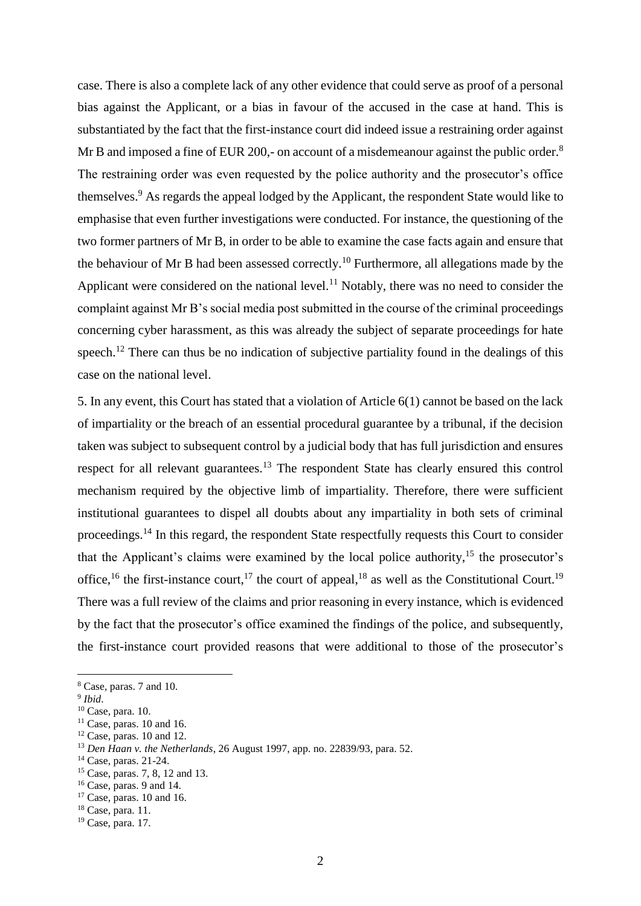case. There is also a complete lack of any other evidence that could serve as proof of a personal bias against the Applicant, or a bias in favour of the accused in the case at hand. This is substantiated by the fact that the first-instance court did indeed issue a restraining order against Mr B and imposed a fine of EUR 200,- on account of a misdemeanour against the public order.[8] The restraining order was even requested by the police authority and the prosecutor's office themselves.[9] As regards the appeal lodged by the Applicant, the respondent State would like to emphasise that even further investigations were conducted. For instance, the questioning of the two former partners of Mr B, in order to be able to examine the case facts again and ensure that the behaviour of Mr B had been assessed correctly.[10] Furthermore, all allegations made by the Applicant were considered on the national level.[11] Notably, there was no need to consider the complaint against Mr B's social media post submitted in the course of the criminal proceedings concerning cyber harassment, as this was already the subject of separate proceedings for hate speech.[12] There can thus be no indication of subjective partiality found in the dealings of this case on the national level.

5. In any event, this Court has stated that a violation of Article 6(1) cannot be based on the lack of impartiality or the breach of an essential procedural guarantee by a tribunal, if the decision taken was subject to subsequent control by a judicial body that has full jurisdiction and ensures respect for all relevant guarantees.[13] The respondent State has clearly ensured this control mechanism required by the objective limb of impartiality. Therefore, there were sufficient institutional guarantees to dispel all doubts about any impartiality in both sets of criminal proceedings.[14] In this regard, the respondent State respectfully requests this Court to consider that the Applicant's claims were examined by the local police authority,[15] the prosecutor's office,[16] the first-instance court,[17] the court of appeal,[18] as well as the Constitutional Court.[19] There was a full review of the claims and prior reasoning in every instance, which is evidenced by the fact that the prosecutor's office examined the findings of the police, and subsequently, the first-instance court provided reasons that were additional to those of the prosecutor's

---

[8] Case, paras. 7 and 10.

[9] *Ibid*.

[10] Case, para. 10.

[11] Case, paras. 10 and 16.

[12] Case, paras. 10 and 12.

[13] *Den Haan v. the Netherlands*, 26 August 1997, app. no. 22839/93, para. 52.

[14] Case, paras. 21-24.

[15] Case, paras. 7, 8, 12 and 13.

[16] Case, paras. 9 and 14.

[17] Case, paras. 10 and 16.

[18] Case, para. 11.

[19] Case, para. 17.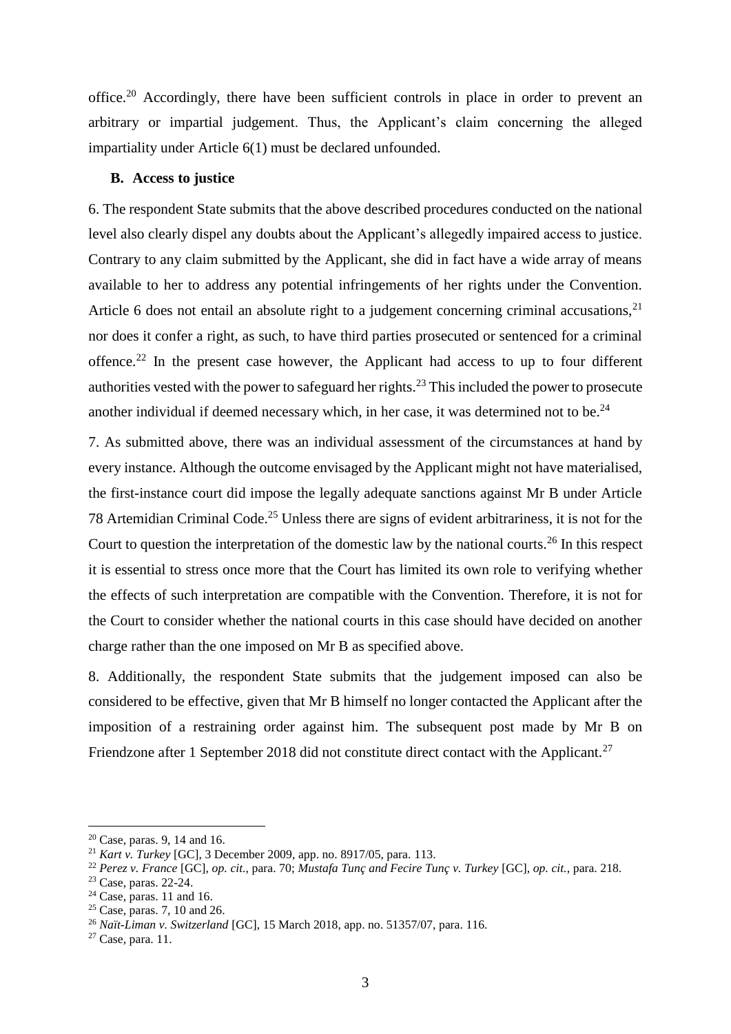office.[20] Accordingly, there have been sufficient controls in place in order to prevent an arbitrary or impartial judgement. Thus, the Applicant's claim concerning the alleged impartiality under Article 6(1) must be declared unfounded.

### B. Access to justice

6. The respondent State submits that the above described procedures conducted on the national level also clearly dispel any doubts about the Applicant's allegedly impaired access to justice. Contrary to any claim submitted by the Applicant, she did in fact have a wide array of means available to her to address any potential infringements of her rights under the Convention. Article 6 does not entail an absolute right to a judgement concerning criminal accusations,[21] nor does it confer a right, as such, to have third parties prosecuted or sentenced for a criminal offence.[22] In the present case however, the Applicant had access to up to four different authorities vested with the power to safeguard her rights.[23] This included the power to prosecute another individual if deemed necessary which, in her case, it was determined not to be.[24]

7. As submitted above, there was an individual assessment of the circumstances at hand by every instance. Although the outcome envisaged by the Applicant might not have materialised, the first-instance court did impose the legally adequate sanctions against Mr B under Article 78 Artemidian Criminal Code.[25] Unless there are signs of evident arbitrariness, it is not for the Court to question the interpretation of the domestic law by the national courts.[26] In this respect it is essential to stress once more that the Court has limited its own role to verifying whether the effects of such interpretation are compatible with the Convention. Therefore, it is not for the Court to consider whether the national courts in this case should have decided on another charge rather than the one imposed on Mr B as specified above.

8. Additionally, the respondent State submits that the judgement imposed can also be considered to be effective, given that Mr B himself no longer contacted the Applicant after the imposition of a restraining order against him. The subsequent post made by Mr B on Friendzone after 1 September 2018 did not constitute direct contact with the Applicant.[27]

---

[20] Case, paras. 9, 14 and 16.

[21] *Kart v. Turkey* [GC], 3 December 2009, app. no. 8917/05, para. 113.

[22] *Perez v. France* [GC], *op. cit.*, para. 70; *Mustafa Tunç and Fecire Tunç v. Turkey* [GC], *op. cit.*, para. 218.

[23] Case, paras. 22-24.

[24] Case, paras. 11 and 16.

[25] Case, paras. 7, 10 and 26.

[26] *Naït-Liman v. Switzerland* [GC], 15 March 2018, app. no. 51357/07, para. 116.

[27] Case, para. 11.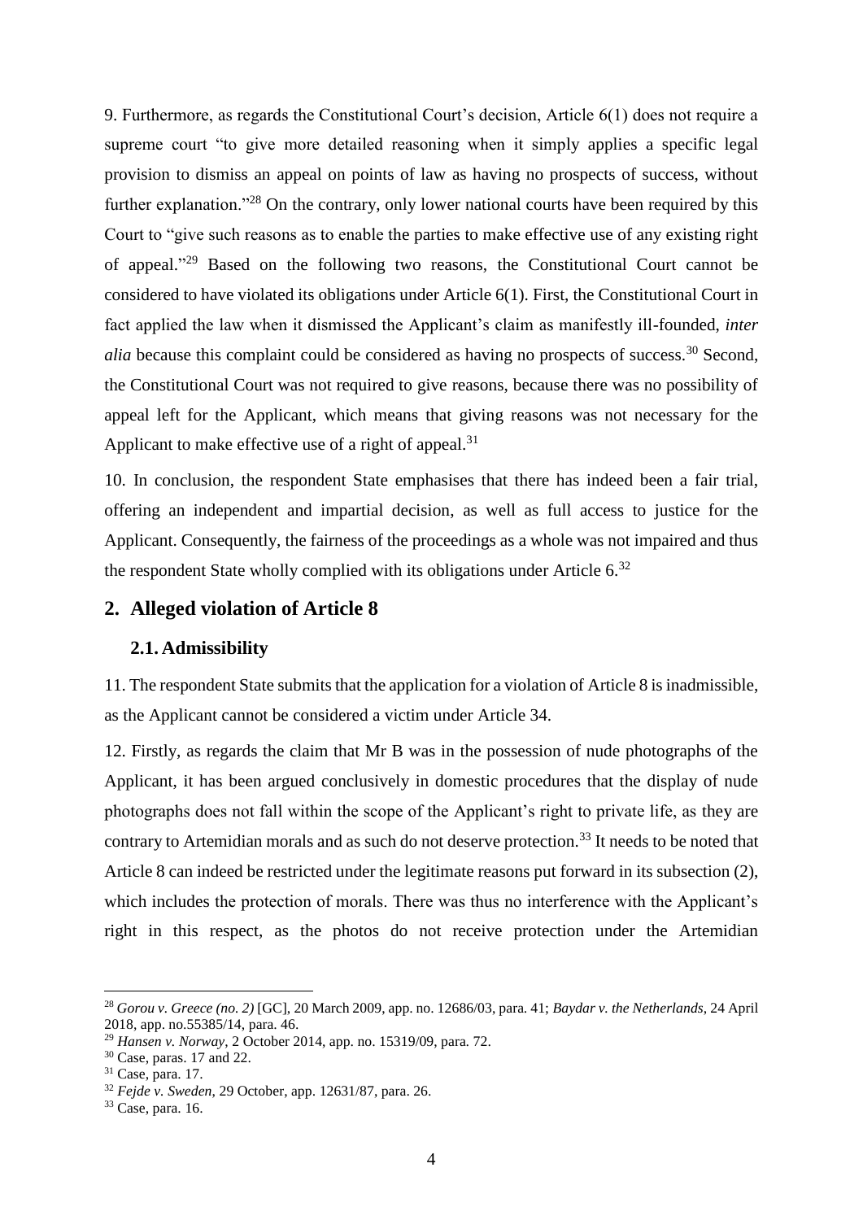9. Furthermore, as regards the Constitutional Court's decision, Article 6(1) does not require a supreme court "to give more detailed reasoning when it simply applies a specific legal provision to dismiss an appeal on points of law as having no prospects of success, without further explanation."[28] On the contrary, only lower national courts have been required by this Court to "give such reasons as to enable the parties to make effective use of any existing right of appeal."[29] Based on the following two reasons, the Constitutional Court cannot be considered to have violated its obligations under Article 6(1). First, the Constitutional Court in fact applied the law when it dismissed the Applicant's claim as manifestly ill-founded, *inter alia* because this complaint could be considered as having no prospects of success.[30] Second, the Constitutional Court was not required to give reasons, because there was no possibility of appeal left for the Applicant, which means that giving reasons was not necessary for the Applicant to make effective use of a right of appeal.[31]

10. In conclusion, the respondent State emphasises that there has indeed been a fair trial, offering an independent and impartial decision, as well as full access to justice for the Applicant. Consequently, the fairness of the proceedings as a whole was not impaired and thus the respondent State wholly complied with its obligations under Article 6.[32]

## 2. Alleged violation of Article 8

### 2.1. Admissibility

11. The respondent State submits that the application for a violation of Article 8 is inadmissible, as the Applicant cannot be considered a victim under Article 34.

12. Firstly, as regards the claim that Mr B was in the possession of nude photographs of the Applicant, it has been argued conclusively in domestic procedures that the display of nude photographs does not fall within the scope of the Applicant's right to private life, as they are contrary to Artemidian morals and as such do not deserve protection.[33] It needs to be noted that Article 8 can indeed be restricted under the legitimate reasons put forward in its subsection (2), which includes the protection of morals. There was thus no interference with the Applicant's right in this respect, as the photos do not receive protection under the Artemidian

---

[28] *Gorou v. Greece (no. 2)* [GC], 20 March 2009, app. no. 12686/03, para. 41; *Baydar v. the Netherlands*, 24 April 2018, app. no.55385/14, para. 46.

[29] *Hansen v. Norway*, 2 October 2014, app. no. 15319/09, para. 72.

[30] Case, paras. 17 and 22.

[31] Case, para. 17.

[32] *Fejde v. Sweden*, 29 October, app. 12631/87, para. 26.

[33] Case, para. 16.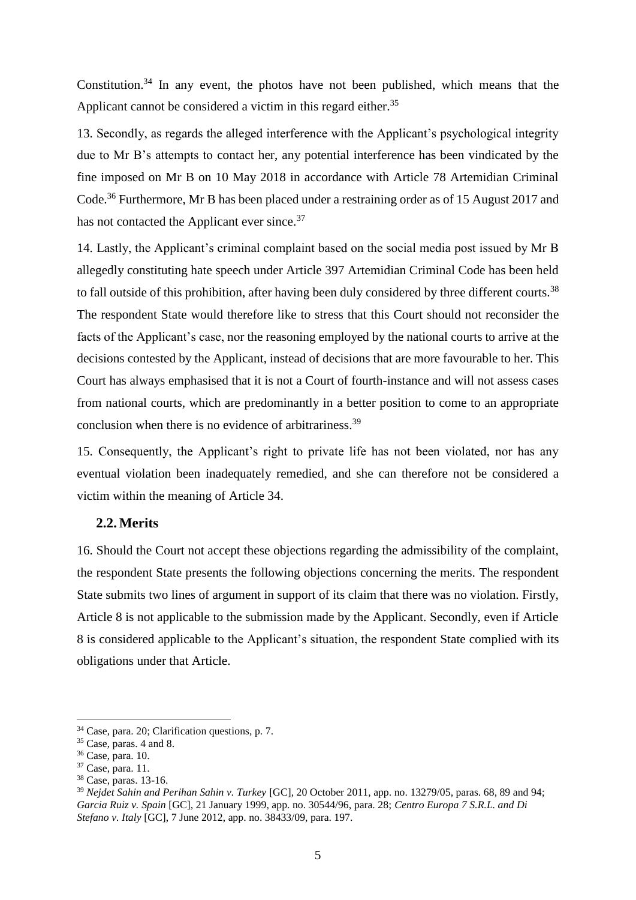Constitution.[34] In any event, the photos have not been published, which means that the Applicant cannot be considered a victim in this regard either.[35]

13. Secondly, as regards the alleged interference with the Applicant's psychological integrity due to Mr B's attempts to contact her, any potential interference has been vindicated by the fine imposed on Mr B on 10 May 2018 in accordance with Article 78 Artemidian Criminal Code.[36] Furthermore, Mr B has been placed under a restraining order as of 15 August 2017 and has not contacted the Applicant ever since.[37]

14. Lastly, the Applicant's criminal complaint based on the social media post issued by Mr B allegedly constituting hate speech under Article 397 Artemidian Criminal Code has been held to fall outside of this prohibition, after having been duly considered by three different courts.[38] The respondent State would therefore like to stress that this Court should not reconsider the facts of the Applicant's case, nor the reasoning employed by the national courts to arrive at the decisions contested by the Applicant, instead of decisions that are more favourable to her. This Court has always emphasised that it is not a Court of fourth-instance and will not assess cases from national courts, which are predominantly in a better position to come to an appropriate conclusion when there is no evidence of arbitrariness.[39]

15. Consequently, the Applicant's right to private life has not been violated, nor has any eventual violation been inadequately remedied, and she can therefore not be considered a victim within the meaning of Article 34.

### 2.2. Merits

16. Should the Court not accept these objections regarding the admissibility of the complaint, the respondent State presents the following objections concerning the merits. The respondent State submits two lines of argument in support of its claim that there was no violation. Firstly, Article 8 is not applicable to the submission made by the Applicant. Secondly, even if Article 8 is considered applicable to the Applicant's situation, the respondent State complied with its obligations under that Article.

---

[34] Case, para. 20; Clarification questions, p. 7.

[35] Case, paras. 4 and 8.

[36] Case, para. 10.

[37] Case, para. 11.

[38] Case, paras. 13-16.

[39] *Nejdet Sahin and Perihan Sahin v. Turkey* [GC], 20 October 2011, app. no. 13279/05, paras. 68, 89 and 94; *Garcia Ruiz v. Spain* [GC], 21 January 1999, app. no. 30544/96, para. 28; *Centro Europa 7 S.R.L. and Di Stefano v. Italy* [GC], 7 June 2012, app. no. 38433/09, para. 197.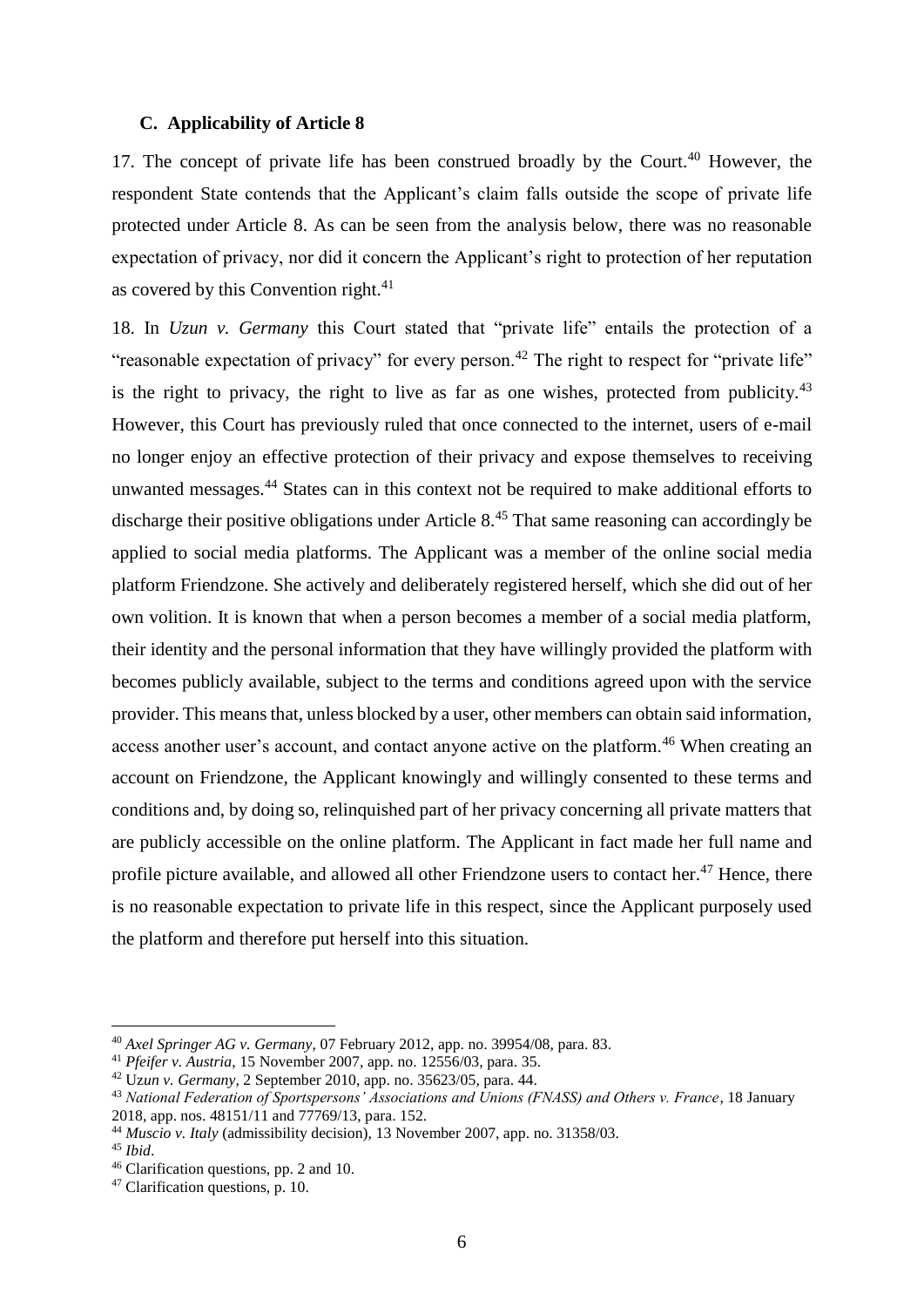### C. Applicability of Article 8

17. The concept of private life has been construed broadly by the Court.[40] However, the respondent State contends that the Applicant's claim falls outside the scope of private life protected under Article 8. As can be seen from the analysis below, there was no reasonable expectation of privacy, nor did it concern the Applicant's right to protection of her reputation as covered by this Convention right.[41]

18. In *Uzun v. Germany* this Court stated that "private life" entails the protection of a "reasonable expectation of privacy" for every person.[42] The right to respect for "private life" is the right to privacy, the right to live as far as one wishes, protected from publicity.[43] However, this Court has previously ruled that once connected to the internet, users of e-mail no longer enjoy an effective protection of their privacy and expose themselves to receiving unwanted messages.[44] States can in this context not be required to make additional efforts to discharge their positive obligations under Article 8.[45] That same reasoning can accordingly be applied to social media platforms. The Applicant was a member of the online social media platform Friendzone. She actively and deliberately registered herself, which she did out of her own volition. It is known that when a person becomes a member of a social media platform, their identity and the personal information that they have willingly provided the platform with becomes publicly available, subject to the terms and conditions agreed upon with the service provider. This means that, unless blocked by a user, other members can obtain said information, access another user's account, and contact anyone active on the platform.[46] When creating an account on Friendzone, the Applicant knowingly and willingly consented to these terms and conditions and, by doing so, relinquished part of her privacy concerning all private matters that are publicly accessible on the online platform. The Applicant in fact made her full name and profile picture available, and allowed all other Friendzone users to contact her.[47] Hence, there is no reasonable expectation to private life in this respect, since the Applicant purposely used the platform and therefore put herself into this situation.

---

[40] *Axel Springer AG v. Germany*, 07 February 2012, app. no. 39954/08, para. 83.

[41] *Pfeifer v. Austria*, 15 November 2007, app. no. 12556/03, para. 35.

[42] *Uzun v. Germany,* 2 September 2010, app. no. 35623/05, para. 44.

[43] *National Federation of Sportspersons' Associations and Unions (FNASS) and Others v. France*, 18 January 2018, app. nos. 48151/11 and 77769/13, para. 152.

[44] *Muscio v. Italy* (admissibility decision), 13 November 2007, app. no. 31358/03.

[45] *Ibid*.

[46] Clarification questions, pp. 2 and 10.

[47] Clarification questions, p. 10.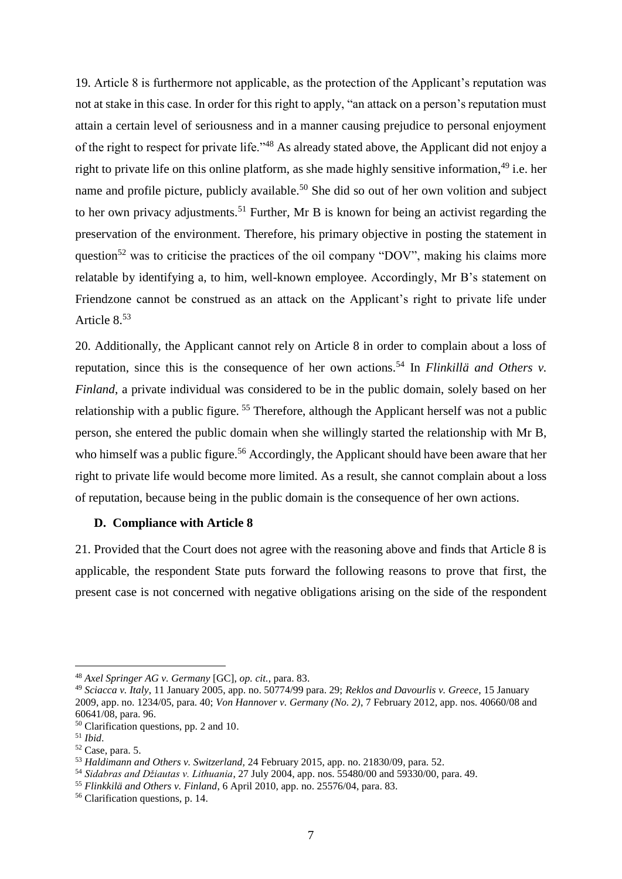19. Article 8 is furthermore not applicable, as the protection of the Applicant's reputation was not at stake in this case. In order for this right to apply, "an attack on a person's reputation must attain a certain level of seriousness and in a manner causing prejudice to personal enjoyment of the right to respect for private life."[48] As already stated above, the Applicant did not enjoy a right to private life on this online platform, as she made highly sensitive information,[49] i.e. her name and profile picture, publicly available.[50] She did so out of her own volition and subject to her own privacy adjustments.[51] Further, Mr B is known for being an activist regarding the preservation of the environment. Therefore, his primary objective in posting the statement in question[52] was to criticise the practices of the oil company "DOV", making his claims more relatable by identifying a, to him, well-known employee. Accordingly, Mr B's statement on Friendzone cannot be construed as an attack on the Applicant's right to private life under Article 8.[53]

20. Additionally, the Applicant cannot rely on Article 8 in order to complain about a loss of reputation, since this is the consequence of her own actions.[54] In *Flinkillä and Others v. Finland*, a private individual was considered to be in the public domain, solely based on her relationship with a public figure. [55] Therefore, although the Applicant herself was not a public person, she entered the public domain when she willingly started the relationship with Mr B, who himself was a public figure.[56] Accordingly, the Applicant should have been aware that her right to private life would become more limited. As a result, she cannot complain about a loss of reputation, because being in the public domain is the consequence of her own actions.

### D. Compliance with Article 8

21. Provided that the Court does not agree with the reasoning above and finds that Article 8 is applicable, the respondent State puts forward the following reasons to prove that first, the present case is not concerned with negative obligations arising on the side of the respondent

---

[48] *Axel Springer AG v. Germany* [GC], *op. cit.*, para. 83.

[49] *Sciacca v. Italy*, 11 January 2005, app. no. 50774/99 para. 29; *Reklos and Davourlis v. Greece*, 15 January 2009, app. no. 1234/05, para. 40; *Von Hannover v. Germany (No. 2)*, 7 February 2012, app. nos. 40660/08 and 60641/08, para. 96.

[50] Clarification questions, pp. 2 and 10.

[51] *Ibid.*

[52] Case, para. 5.

[53] *Haldimann and Others v. Switzerland*, 24 February 2015, app. no. 21830/09, para. 52.

[54] *Sidabras and Džiautas v. Lithuania*, 27 July 2004, app. nos. 55480/00 and 59330/00, para. 49.

[55] *Flinkkilä and Others v. Finland*, 6 April 2010, app. no. 25576/04, para. 83.

[56] Clarification questions, p. 14.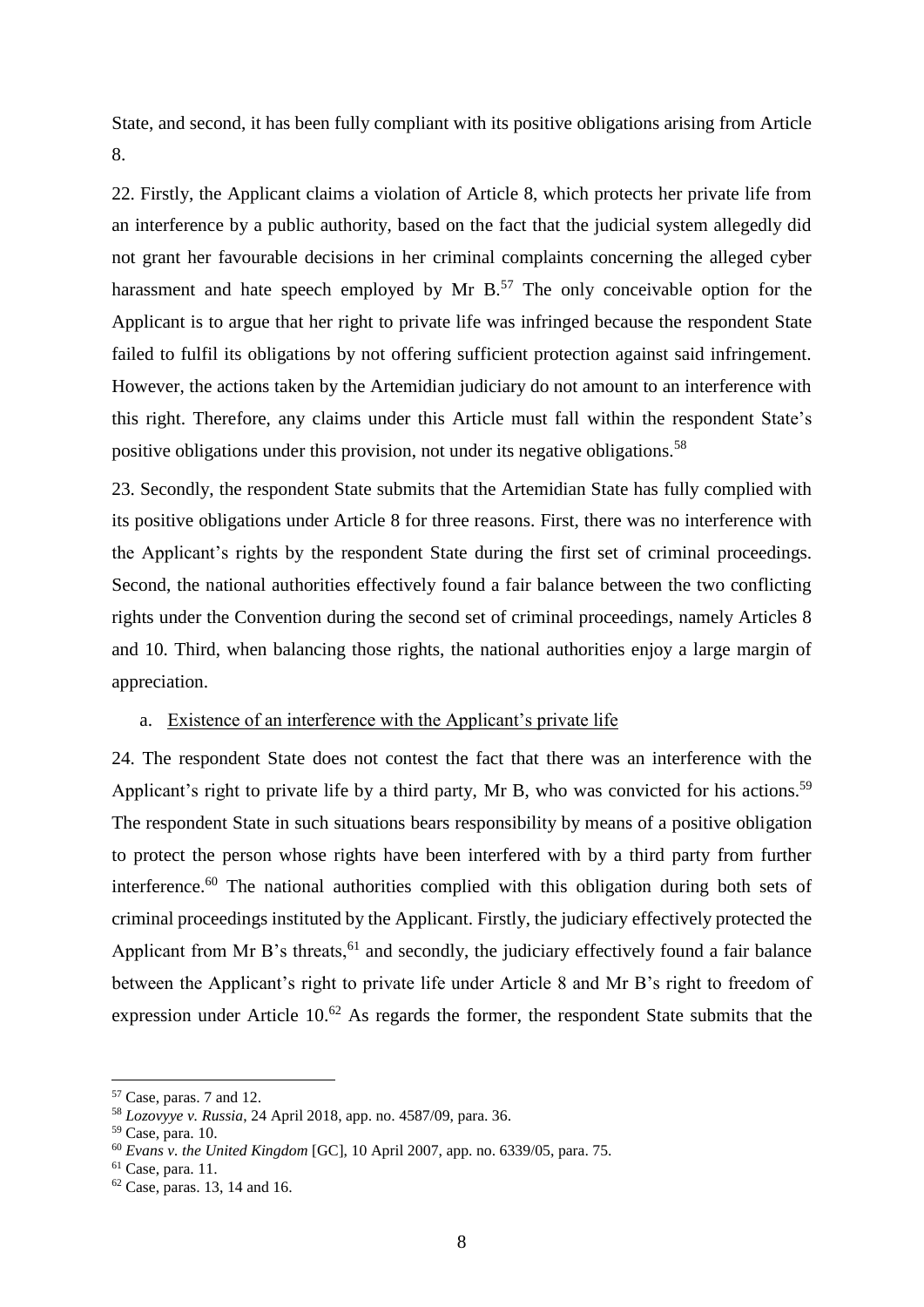State, and second, it has been fully compliant with its positive obligations arising from Article 8.

22. Firstly, the Applicant claims a violation of Article 8, which protects her private life from an interference by a public authority, based on the fact that the judicial system allegedly did not grant her favourable decisions in her criminal complaints concerning the alleged cyber harassment and hate speech employed by Mr B.[57] The only conceivable option for the Applicant is to argue that her right to private life was infringed because the respondent State failed to fulfil its obligations by not offering sufficient protection against said infringement. However, the actions taken by the Artemidian judiciary do not amount to an interference with this right. Therefore, any claims under this Article must fall within the respondent State's positive obligations under this provision, not under its negative obligations.[58]

23. Secondly, the respondent State submits that the Artemidian State has fully complied with its positive obligations under Article 8 for three reasons. First, there was no interference with the Applicant's rights by the respondent State during the first set of criminal proceedings. Second, the national authorities effectively found a fair balance between the two conflicting rights under the Convention during the second set of criminal proceedings, namely Articles 8 and 10. Third, when balancing those rights, the national authorities enjoy a large margin of appreciation.

a. Existence of an interference with the Applicant's private life

24. The respondent State does not contest the fact that there was an interference with the Applicant's right to private life by a third party, Mr B, who was convicted for his actions.[59] The respondent State in such situations bears responsibility by means of a positive obligation to protect the person whose rights have been interfered with by a third party from further interference.[60] The national authorities complied with this obligation during both sets of criminal proceedings instituted by the Applicant. Firstly, the judiciary effectively protected the Applicant from Mr B's threats,[61] and secondly, the judiciary effectively found a fair balance between the Applicant's right to private life under Article 8 and Mr B's right to freedom of expression under Article 10.[62] As regards the former, the respondent State submits that the

---

[57] Case, paras. 7 and 12.

[58] *Lozovyye v. Russia*, 24 April 2018, app. no. 4587/09, para. 36.

[59] Case, para. 10.

[60] *Evans v. the United Kingdom* [GC], 10 April 2007, app. no. 6339/05, para. 75.

[61] Case, para. 11.

[62] Case, paras. 13, 14 and 16.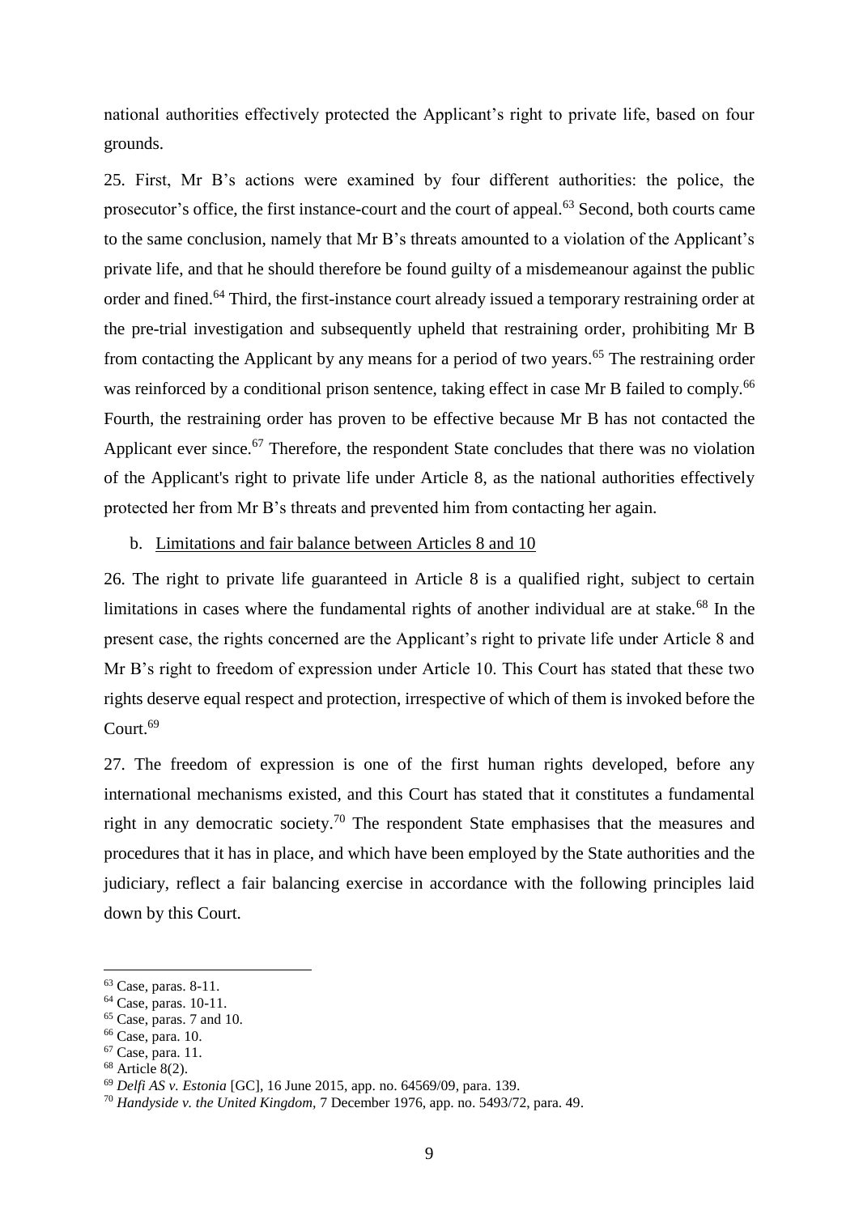national authorities effectively protected the Applicant's right to private life, based on four grounds.

25. First, Mr B's actions were examined by four different authorities: the police, the prosecutor's office, the first instance-court and the court of appeal.[63] Second, both courts came to the same conclusion, namely that Mr B's threats amounted to a violation of the Applicant's private life, and that he should therefore be found guilty of a misdemeanour against the public order and fined.[64] Third, the first-instance court already issued a temporary restraining order at the pre-trial investigation and subsequently upheld that restraining order, prohibiting Mr B from contacting the Applicant by any means for a period of two years.[65] The restraining order was reinforced by a conditional prison sentence, taking effect in case Mr B failed to comply.[66] Fourth, the restraining order has proven to be effective because Mr B has not contacted the Applicant ever since.[67] Therefore, the respondent State concludes that there was no violation of the Applicant's right to private life under Article 8, as the national authorities effectively protected her from Mr B's threats and prevented him from contacting her again.

b. Limitations and fair balance between Articles 8 and 10

26. The right to private life guaranteed in Article 8 is a qualified right, subject to certain limitations in cases where the fundamental rights of another individual are at stake.[68] In the present case, the rights concerned are the Applicant's right to private life under Article 8 and Mr B's right to freedom of expression under Article 10. This Court has stated that these two rights deserve equal respect and protection, irrespective of which of them is invoked before the Court.[69]

27. The freedom of expression is one of the first human rights developed, before any international mechanisms existed, and this Court has stated that it constitutes a fundamental right in any democratic society.[70] The respondent State emphasises that the measures and procedures that it has in place, and which have been employed by the State authorities and the judiciary, reflect a fair balancing exercise in accordance with the following principles laid down by this Court.

---

[63] Case, paras. 8-11.
[64] Case, paras. 10-11.
[65] Case, paras. 7 and 10.
[66] Case, para. 10.
[67] Case, para. 11.
[68] Article 8(2).
[69] *Delfi AS v. Estonia* [GC], 16 June 2015, app. no. 64569/09, para. 139.
[70] *Handyside v. the United Kingdom*, 7 December 1976, app. no. 5493/72, para. 49.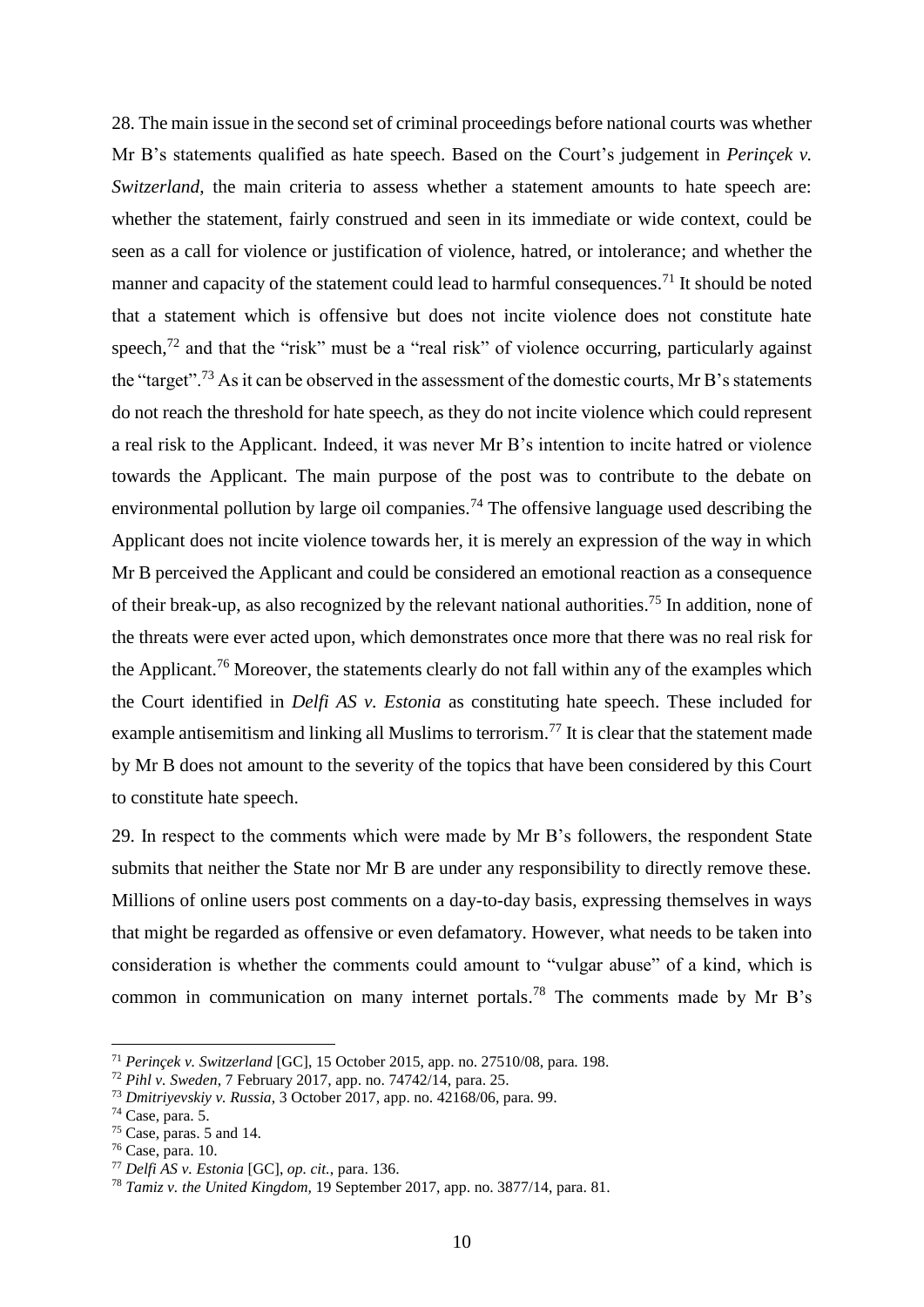28. The main issue in the second set of criminal proceedings before national courts was whether Mr B's statements qualified as hate speech. Based on the Court's judgement in *Perinçek v. Switzerland*, the main criteria to assess whether a statement amounts to hate speech are: whether the statement, fairly construed and seen in its immediate or wide context, could be seen as a call for violence or justification of violence, hatred, or intolerance; and whether the manner and capacity of the statement could lead to harmful consequences.[71] It should be noted that a statement which is offensive but does not incite violence does not constitute hate speech,[72] and that the "risk" must be a "real risk" of violence occurring, particularly against the "target".[73] As it can be observed in the assessment of the domestic courts, Mr B's statements do not reach the threshold for hate speech, as they do not incite violence which could represent a real risk to the Applicant. Indeed, it was never Mr B's intention to incite hatred or violence towards the Applicant. The main purpose of the post was to contribute to the debate on environmental pollution by large oil companies.[74] The offensive language used describing the Applicant does not incite violence towards her, it is merely an expression of the way in which Mr B perceived the Applicant and could be considered an emotional reaction as a consequence of their break-up, as also recognized by the relevant national authorities.[75] In addition, none of the threats were ever acted upon, which demonstrates once more that there was no real risk for the Applicant.[76] Moreover, the statements clearly do not fall within any of the examples which the Court identified in *Delfi AS v. Estonia* as constituting hate speech. These included for example antisemitism and linking all Muslims to terrorism.[77] It is clear that the statement made by Mr B does not amount to the severity of the topics that have been considered by this Court to constitute hate speech.

29. In respect to the comments which were made by Mr B's followers, the respondent State submits that neither the State nor Mr B are under any responsibility to directly remove these. Millions of online users post comments on a day-to-day basis, expressing themselves in ways that might be regarded as offensive or even defamatory. However, what needs to be taken into consideration is whether the comments could amount to "vulgar abuse" of a kind, which is common in communication on many internet portals.[78] The comments made by Mr B's

---

[71] *Perinçek v. Switzerland* [GC], 15 October 2015, app. no. 27510/08, para. 198.

[72] *Pihl v. Sweden*, 7 February 2017, app. no. 74742/14, para. 25.

[73] *Dmitriyevskiy v. Russia*, 3 October 2017, app. no. 42168/06, para. 99.

[74] Case, para. 5.

[75] Case, paras. 5 and 14.

[76] Case, para. 10.

[77] *Delfi AS v. Estonia* [GC], *op. cit.*, para. 136.

[78] *Tamiz v. the United Kingdom,* 19 September 2017, app. no. 3877/14, para. 81.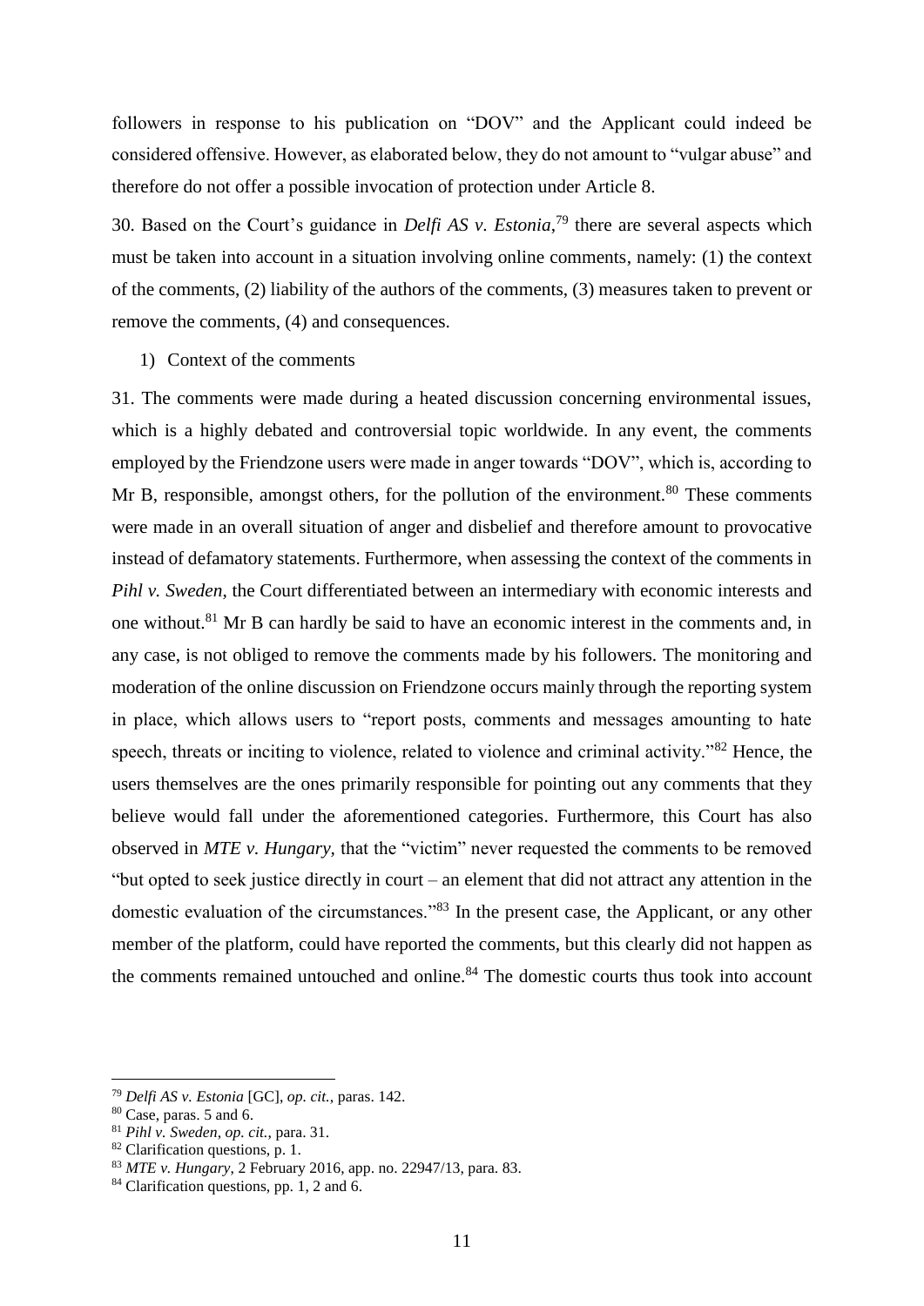followers in response to his publication on "DOV" and the Applicant could indeed be considered offensive. However, as elaborated below, they do not amount to "vulgar abuse" and therefore do not offer a possible invocation of protection under Article 8.

30. Based on the Court's guidance in *Delfi AS v. Estonia*,[79] there are several aspects which must be taken into account in a situation involving online comments, namely: (1) the context of the comments, (2) liability of the authors of the comments, (3) measures taken to prevent or remove the comments, (4) and consequences.

1) Context of the comments

31. The comments were made during a heated discussion concerning environmental issues, which is a highly debated and controversial topic worldwide. In any event, the comments employed by the Friendzone users were made in anger towards "DOV", which is, according to Mr B, responsible, amongst others, for the pollution of the environment.[80] These comments were made in an overall situation of anger and disbelief and therefore amount to provocative instead of defamatory statements. Furthermore, when assessing the context of the comments in *Pihl v. Sweden*, the Court differentiated between an intermediary with economic interests and one without.[81] Mr B can hardly be said to have an economic interest in the comments and, in any case, is not obliged to remove the comments made by his followers. The monitoring and moderation of the online discussion on Friendzone occurs mainly through the reporting system in place, which allows users to "report posts, comments and messages amounting to hate speech, threats or inciting to violence, related to violence and criminal activity."[82] Hence, the users themselves are the ones primarily responsible for pointing out any comments that they believe would fall under the aforementioned categories. Furthermore, this Court has also observed in *MTE v. Hungary*, that the "victim" never requested the comments to be removed "but opted to seek justice directly in court – an element that did not attract any attention in the domestic evaluation of the circumstances."[83] In the present case, the Applicant, or any other member of the platform, could have reported the comments, but this clearly did not happen as the comments remained untouched and online.[84] The domestic courts thus took into account

---

[79] *Delfi AS v. Estonia* [GC], *op. cit.*, paras. 142.

[80] Case, paras. 5 and 6.

[81] *Pihl v. Sweden*, *op. cit.*, para. 31.

[82] Clarification questions, p. 1.

[83] *MTE v. Hungary*, 2 February 2016, app. no. 22947/13, para. 83.

[84] Clarification questions, pp. 1, 2 and 6.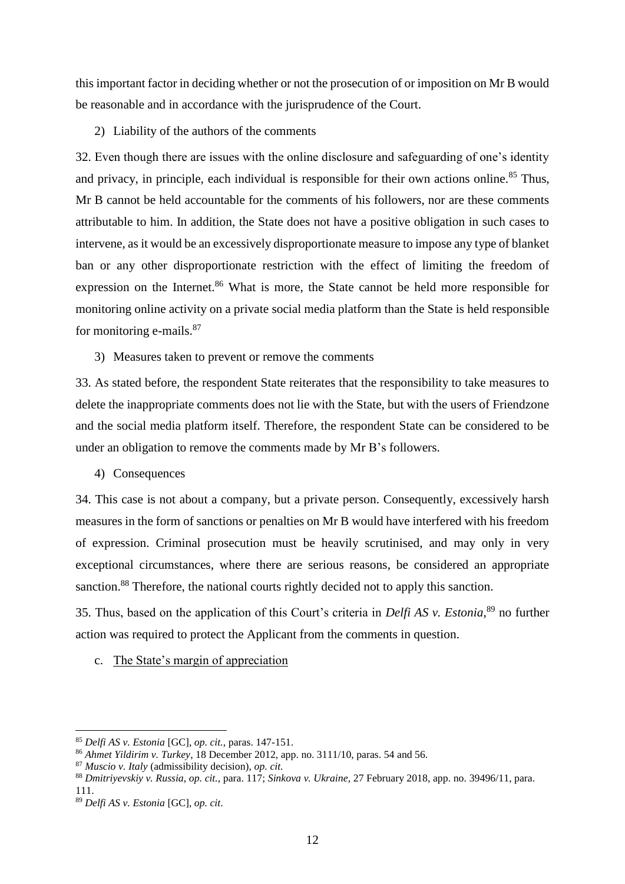this important factor in deciding whether or not the prosecution of or imposition on Mr B would be reasonable and in accordance with the jurisprudence of the Court.

2) Liability of the authors of the comments

32. Even though there are issues with the online disclosure and safeguarding of one's identity and privacy, in principle, each individual is responsible for their own actions online.[85] Thus, Mr B cannot be held accountable for the comments of his followers, nor are these comments attributable to him. In addition, the State does not have a positive obligation in such cases to intervene, as it would be an excessively disproportionate measure to impose any type of blanket ban or any other disproportionate restriction with the effect of limiting the freedom of expression on the Internet.[86] What is more, the State cannot be held more responsible for monitoring online activity on a private social media platform than the State is held responsible for monitoring e-mails.[87]

3) Measures taken to prevent or remove the comments

33. As stated before, the respondent State reiterates that the responsibility to take measures to delete the inappropriate comments does not lie with the State, but with the users of Friendzone and the social media platform itself. Therefore, the respondent State can be considered to be under an obligation to remove the comments made by Mr B's followers.

4) Consequences

34. This case is not about a company, but a private person. Consequently, excessively harsh measures in the form of sanctions or penalties on Mr B would have interfered with his freedom of expression. Criminal prosecution must be heavily scrutinised, and may only in very exceptional circumstances, where there are serious reasons, be considered an appropriate sanction.[88] Therefore, the national courts rightly decided not to apply this sanction.

35. Thus, based on the application of this Court's criteria in *Delfi AS v. Estonia*,[89] no further action was required to protect the Applicant from the comments in question.

c. The State's margin of appreciation

---

[85] *Delfi AS v. Estonia* [GC], *op. cit.*, paras. 147-151.

[86] *Ahmet Yildirim v. Turkey*, 18 December 2012, app. no. 3111/10, paras. 54 and 56.

[87] *Muscio v. Italy* (admissibility decision), *op. cit.*

[88] *Dmitriyevskiy v. Russia*, *op. cit.*, para. 117; *Sinkova v. Ukraine*, 27 February 2018, app. no. 39496/11, para. 111.

[89] *Delfi AS v. Estonia* [GC], *op. cit*.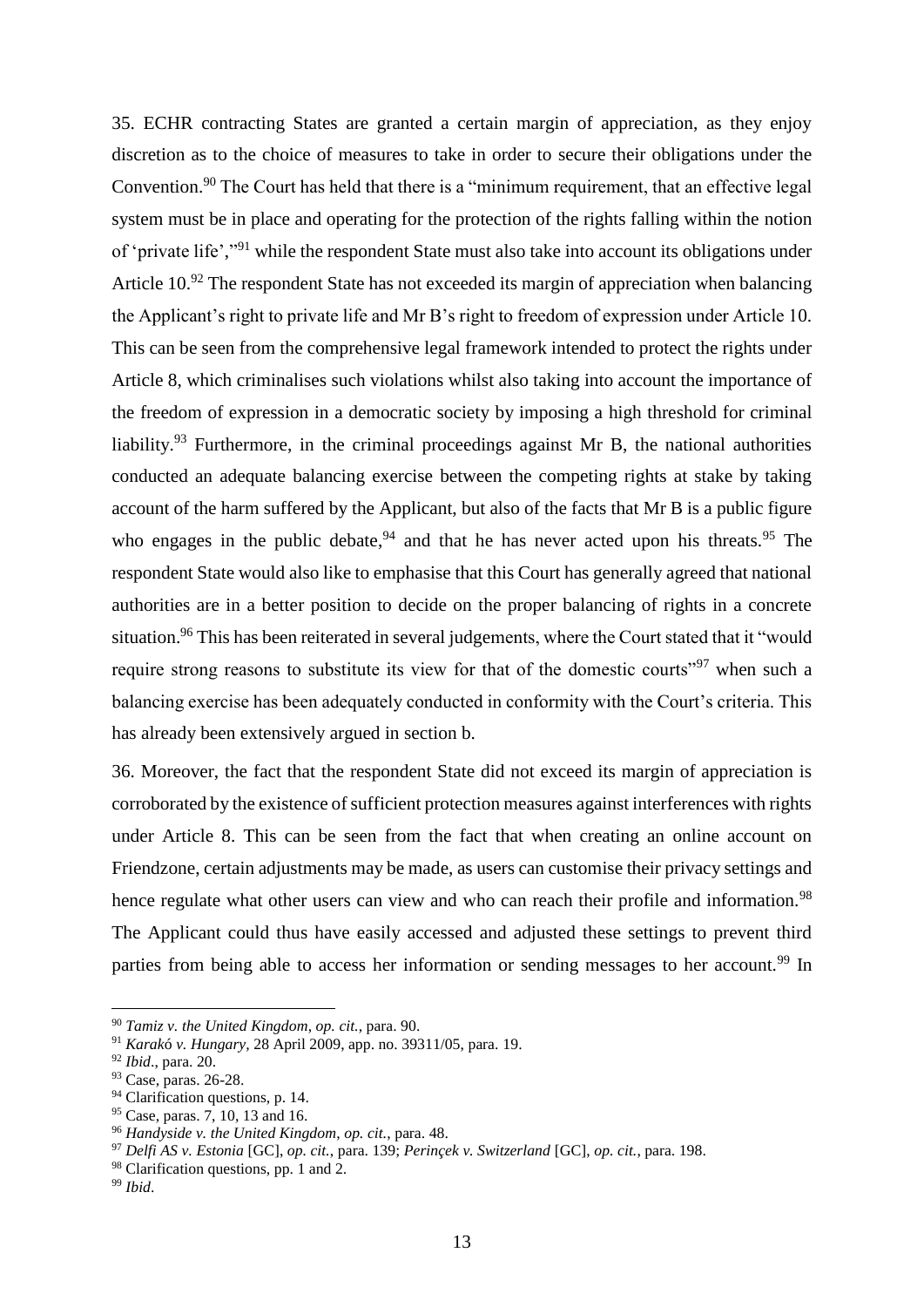35. ECHR contracting States are granted a certain margin of appreciation, as they enjoy discretion as to the choice of measures to take in order to secure their obligations under the Convention.[90] The Court has held that there is a "minimum requirement, that an effective legal system must be in place and operating for the protection of the rights falling within the notion of 'private life',"[91] while the respondent State must also take into account its obligations under Article 10.[92] The respondent State has not exceeded its margin of appreciation when balancing the Applicant's right to private life and Mr B's right to freedom of expression under Article 10. This can be seen from the comprehensive legal framework intended to protect the rights under Article 8, which criminalises such violations whilst also taking into account the importance of the freedom of expression in a democratic society by imposing a high threshold for criminal liability.[93] Furthermore, in the criminal proceedings against Mr B, the national authorities conducted an adequate balancing exercise between the competing rights at stake by taking account of the harm suffered by the Applicant, but also of the facts that Mr B is a public figure who engages in the public debate,[94] and that he has never acted upon his threats.[95] The respondent State would also like to emphasise that this Court has generally agreed that national authorities are in a better position to decide on the proper balancing of rights in a concrete situation.[96] This has been reiterated in several judgements, where the Court stated that it "would require strong reasons to substitute its view for that of the domestic courts"[97] when such a balancing exercise has been adequately conducted in conformity with the Court's criteria. This has already been extensively argued in section b.

36. Moreover, the fact that the respondent State did not exceed its margin of appreciation is corroborated by the existence of sufficient protection measures against interferences with rights under Article 8. This can be seen from the fact that when creating an online account on Friendzone, certain adjustments may be made, as users can customise their privacy settings and hence regulate what other users can view and who can reach their profile and information.[98] The Applicant could thus have easily accessed and adjusted these settings to prevent third parties from being able to access her information or sending messages to her account.[99] In

---

[90] *Tamiz v. the United Kingdom*, *op. cit.*, para. 90.

[91] *Karakó v. Hungary*, 28 April 2009, app. no. 39311/05, para. 19.

[92] *Ibid*., para. 20.

[93] Case, paras. 26-28.

[94] Clarification questions, p. 14.

[95] Case, paras. 7, 10, 13 and 16.

[96] *Handyside v. the United Kingdom*, *op. cit.*, para. 48.

[97] *Delfi AS v. Estonia* [GC], *op. cit.*, para. 139; *Perinçek v. Switzerland* [GC], *op. cit.*, para. 198.

[98] Clarification questions, pp. 1 and 2.

[99] *Ibid*.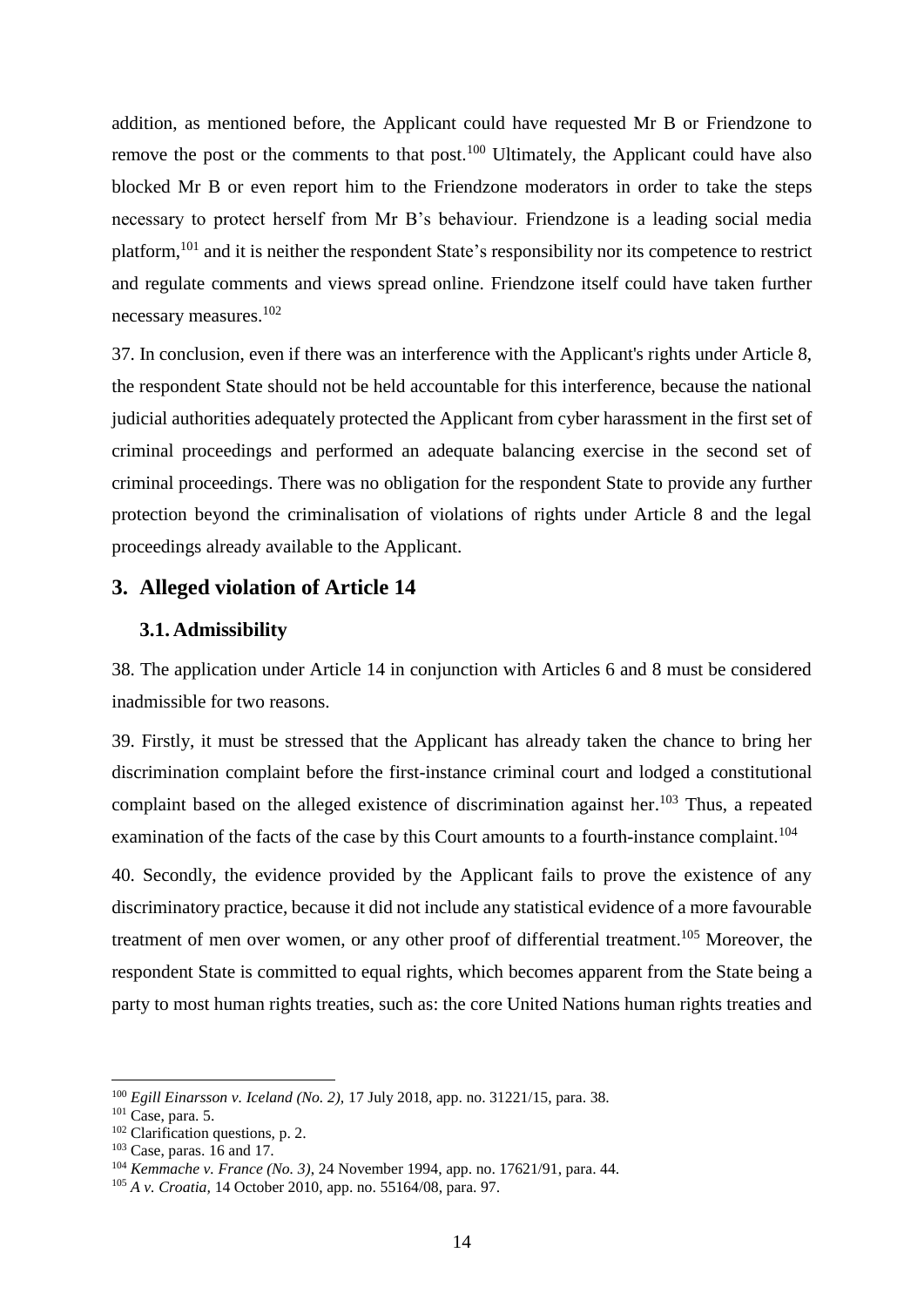addition, as mentioned before, the Applicant could have requested Mr B or Friendzone to remove the post or the comments to that post.[100] Ultimately, the Applicant could have also blocked Mr B or even report him to the Friendzone moderators in order to take the steps necessary to protect herself from Mr B's behaviour. Friendzone is a leading social media platform,[101] and it is neither the respondent State's responsibility nor its competence to restrict and regulate comments and views spread online. Friendzone itself could have taken further necessary measures.[102]

37. In conclusion, even if there was an interference with the Applicant's rights under Article 8, the respondent State should not be held accountable for this interference, because the national judicial authorities adequately protected the Applicant from cyber harassment in the first set of criminal proceedings and performed an adequate balancing exercise in the second set of criminal proceedings. There was no obligation for the respondent State to provide any further protection beyond the criminalisation of violations of rights under Article 8 and the legal proceedings already available to the Applicant.

## 3. Alleged violation of Article 14

### 3.1. Admissibility

38. The application under Article 14 in conjunction with Articles 6 and 8 must be considered inadmissible for two reasons.

39. Firstly, it must be stressed that the Applicant has already taken the chance to bring her discrimination complaint before the first-instance criminal court and lodged a constitutional complaint based on the alleged existence of discrimination against her.[103] Thus, a repeated examination of the facts of the case by this Court amounts to a fourth-instance complaint.[104]

40. Secondly, the evidence provided by the Applicant fails to prove the existence of any discriminatory practice, because it did not include any statistical evidence of a more favourable treatment of men over women, or any other proof of differential treatment.[105] Moreover, the respondent State is committed to equal rights, which becomes apparent from the State being a party to most human rights treaties, such as: the core United Nations human rights treaties and

---

[100] *Egill Einarsson v. Iceland (No. 2)*, 17 July 2018, app. no. 31221/15, para. 38.

[101] Case, para. 5.

[102] Clarification questions, p. 2.

[103] Case, paras. 16 and 17.

[104] *Kemmache v. France (No. 3)*, 24 November 1994, app. no. 17621/91, para. 44.

[105] *A v. Croatia*, 14 October 2010, app. no. 55164/08, para. 97.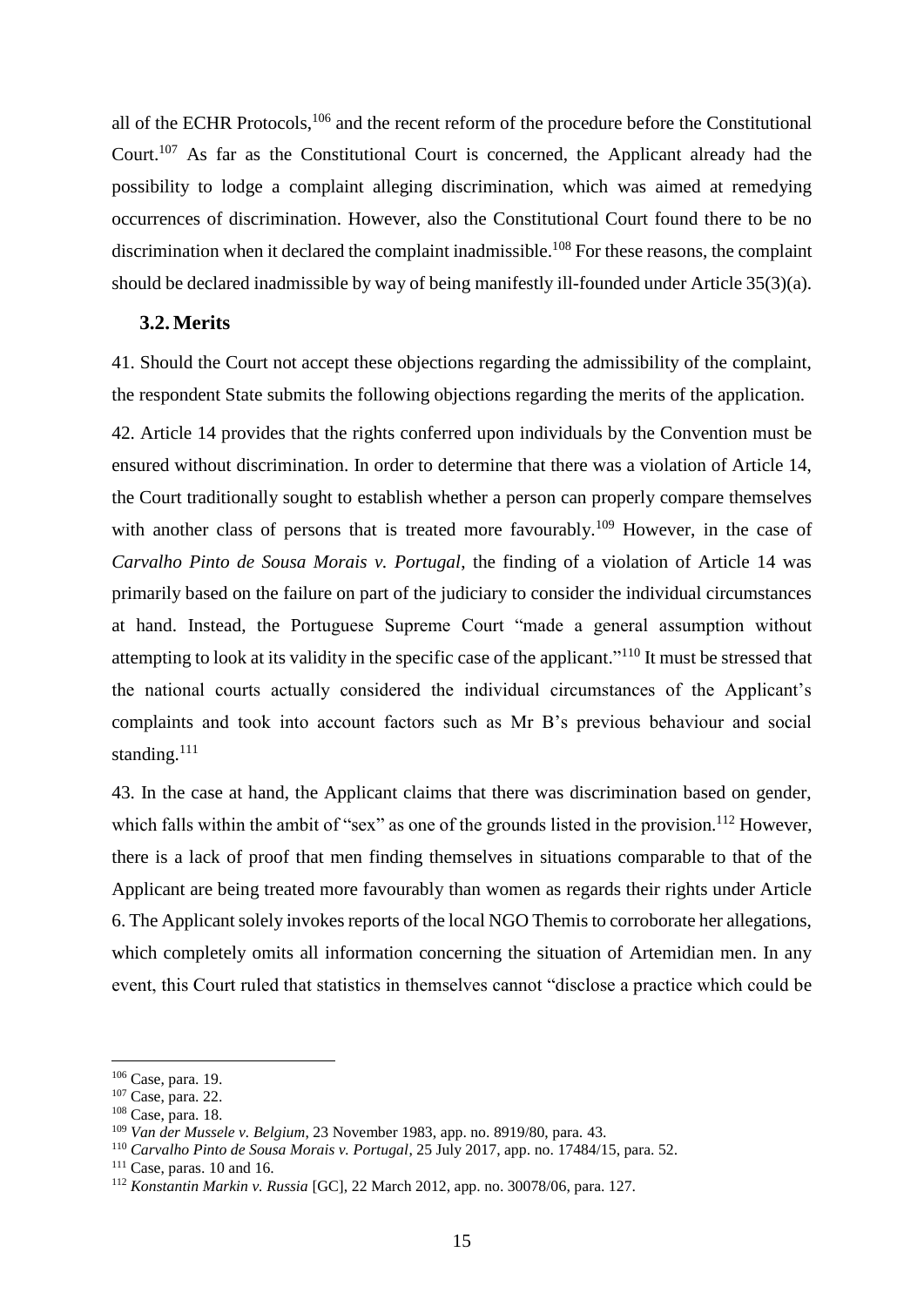all of the ECHR Protocols,[106] and the recent reform of the procedure before the Constitutional Court.[107] As far as the Constitutional Court is concerned, the Applicant already had the possibility to lodge a complaint alleging discrimination, which was aimed at remedying occurrences of discrimination. However, also the Constitutional Court found there to be no discrimination when it declared the complaint inadmissible.[108] For these reasons, the complaint should be declared inadmissible by way of being manifestly ill-founded under Article 35(3)(a).

### 3.2. Merits

41. Should the Court not accept these objections regarding the admissibility of the complaint, the respondent State submits the following objections regarding the merits of the application.

42. Article 14 provides that the rights conferred upon individuals by the Convention must be ensured without discrimination. In order to determine that there was a violation of Article 14, the Court traditionally sought to establish whether a person can properly compare themselves with another class of persons that is treated more favourably.[109] However, in the case of *Carvalho Pinto de Sousa Morais v. Portugal*, the finding of a violation of Article 14 was primarily based on the failure on part of the judiciary to consider the individual circumstances at hand. Instead, the Portuguese Supreme Court "made a general assumption without attempting to look at its validity in the specific case of the applicant."[110] It must be stressed that the national courts actually considered the individual circumstances of the Applicant's complaints and took into account factors such as Mr B's previous behaviour and social standing.[111]

43. In the case at hand, the Applicant claims that there was discrimination based on gender, which falls within the ambit of "sex" as one of the grounds listed in the provision.[112] However, there is a lack of proof that men finding themselves in situations comparable to that of the Applicant are being treated more favourably than women as regards their rights under Article 6. The Applicant solely invokes reports of the local NGO Themis to corroborate her allegations, which completely omits all information concerning the situation of Artemidian men. In any event, this Court ruled that statistics in themselves cannot "disclose a practice which could be

---

[106] Case, para. 19.

[107] Case, para. 22.

[108] Case, para. 18.

[109] *Van der Mussele v. Belgium*, 23 November 1983, app. no. 8919/80, para. 43.

[110] *Carvalho Pinto de Sousa Morais v. Portugal*, 25 July 2017, app. no. 17484/15, para. 52.

[111] Case, paras. 10 and 16.

[112] *Konstantin Markin v. Russia* [GC], 22 March 2012, app. no. 30078/06, para. 127.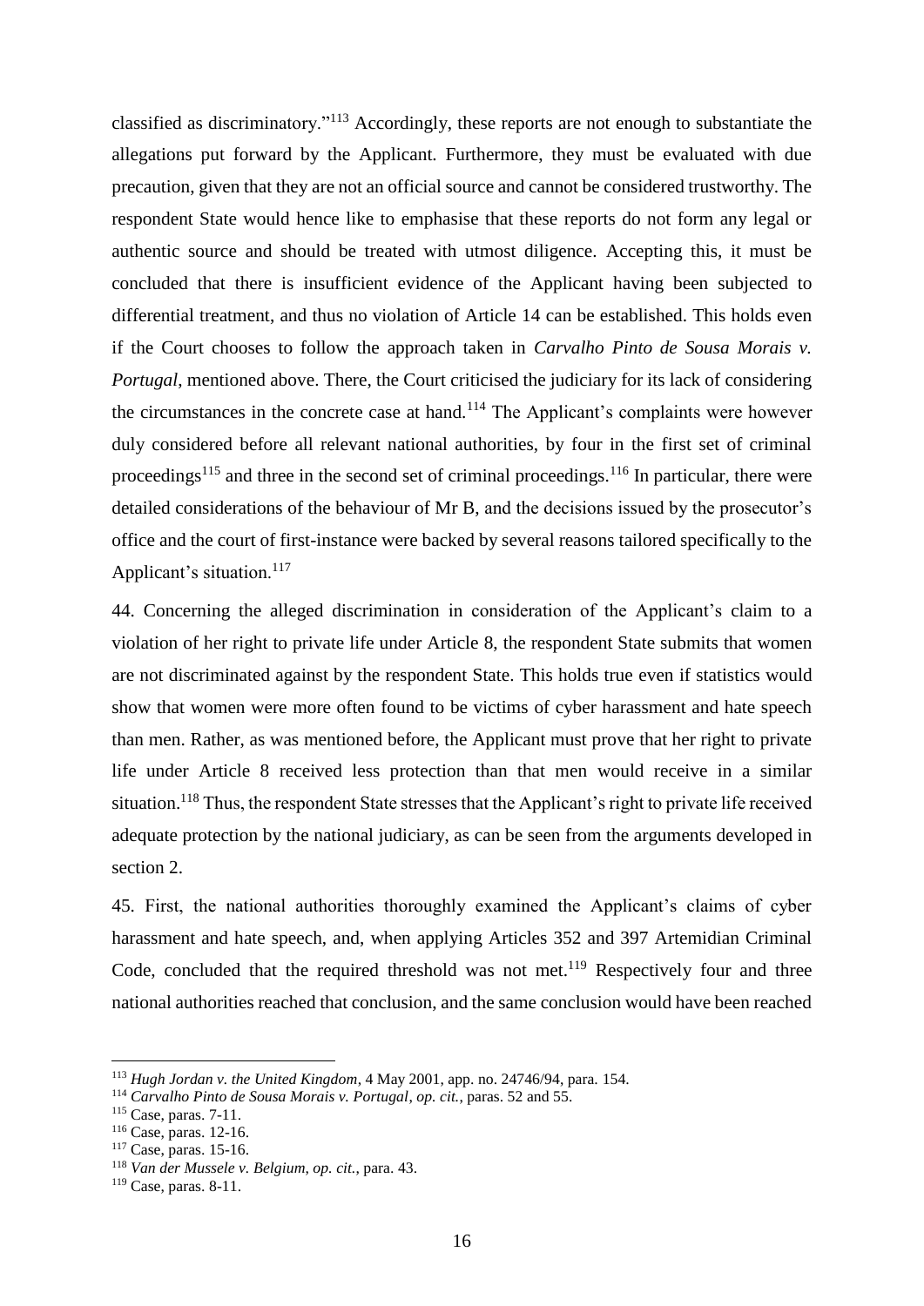classified as discriminatory."[113] Accordingly, these reports are not enough to substantiate the allegations put forward by the Applicant. Furthermore, they must be evaluated with due precaution, given that they are not an official source and cannot be considered trustworthy. The respondent State would hence like to emphasise that these reports do not form any legal or authentic source and should be treated with utmost diligence. Accepting this, it must be concluded that there is insufficient evidence of the Applicant having been subjected to differential treatment, and thus no violation of Article 14 can be established. This holds even if the Court chooses to follow the approach taken in *Carvalho Pinto de Sousa Morais v. Portugal*, mentioned above. There, the Court criticised the judiciary for its lack of considering the circumstances in the concrete case at hand.[114] The Applicant's complaints were however duly considered before all relevant national authorities, by four in the first set of criminal proceedings[115] and three in the second set of criminal proceedings.[116] In particular, there were detailed considerations of the behaviour of Mr B, and the decisions issued by the prosecutor's office and the court of first-instance were backed by several reasons tailored specifically to the Applicant's situation.[117]

44. Concerning the alleged discrimination in consideration of the Applicant's claim to a violation of her right to private life under Article 8, the respondent State submits that women are not discriminated against by the respondent State. This holds true even if statistics would show that women were more often found to be victims of cyber harassment and hate speech than men. Rather, as was mentioned before, the Applicant must prove that her right to private life under Article 8 received less protection than that men would receive in a similar situation.[118] Thus, the respondent State stresses that the Applicant's right to private life received adequate protection by the national judiciary, as can be seen from the arguments developed in section 2.

45. First, the national authorities thoroughly examined the Applicant's claims of cyber harassment and hate speech, and, when applying Articles 352 and 397 Artemidian Criminal Code, concluded that the required threshold was not met.[119] Respectively four and three national authorities reached that conclusion, and the same conclusion would have been reached

---

[113] *Hugh Jordan v. the United Kingdom*, 4 May 2001, app. no. 24746/94, para. 154.

[114] *Carvalho Pinto de Sousa Morais v. Portugal*, *op. cit.*, paras. 52 and 55.

[115] Case, paras. 7-11.

[116] Case, paras. 12-16.

[117] Case, paras. 15-16.

[118] *Van der Mussele v. Belgium*, *op. cit.*, para. 43.

[119] Case, paras. 8-11.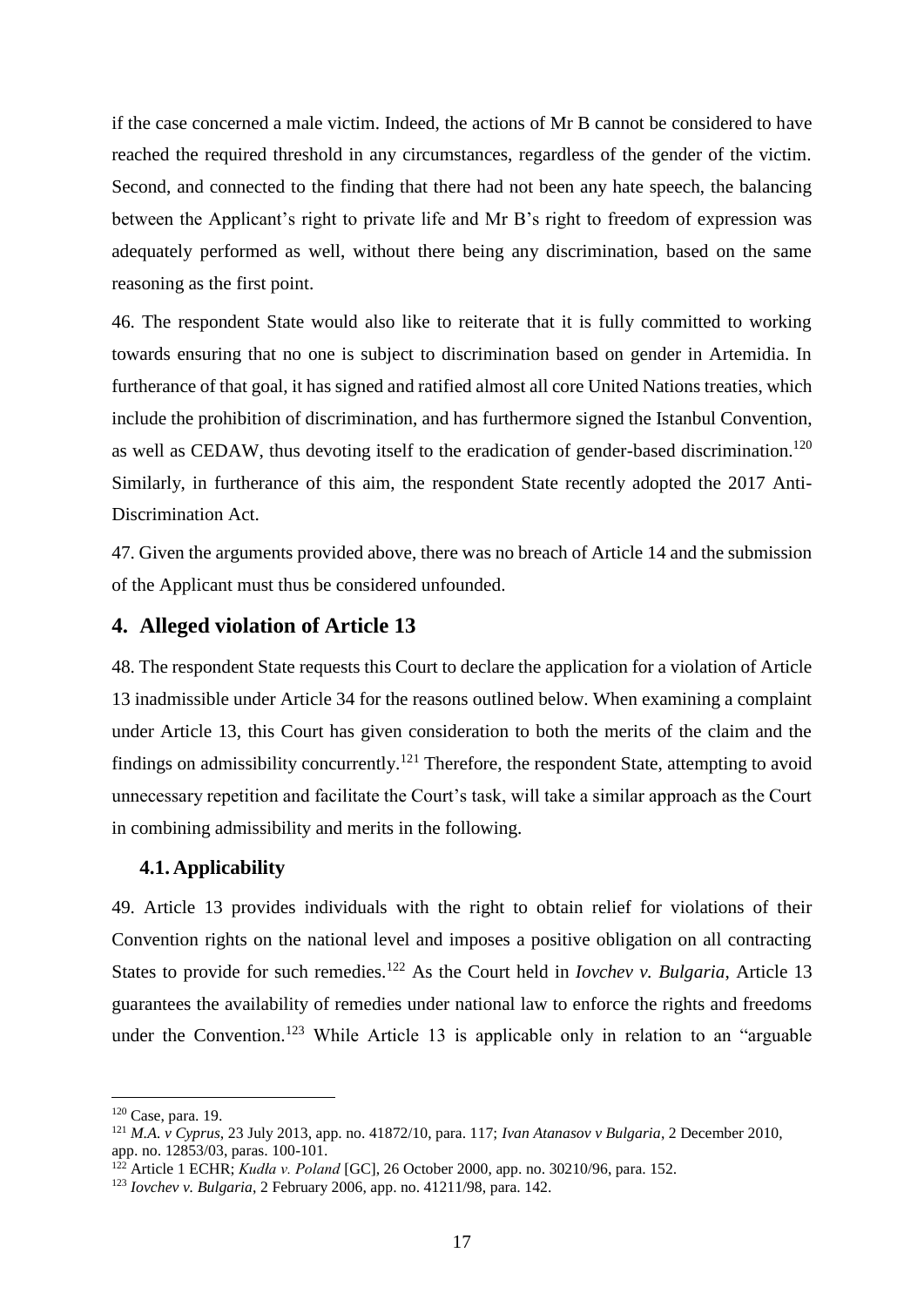if the case concerned a male victim. Indeed, the actions of Mr B cannot be considered to have reached the required threshold in any circumstances, regardless of the gender of the victim. Second, and connected to the finding that there had not been any hate speech, the balancing between the Applicant's right to private life and Mr B's right to freedom of expression was adequately performed as well, without there being any discrimination, based on the same reasoning as the first point.

46. The respondent State would also like to reiterate that it is fully committed to working towards ensuring that no one is subject to discrimination based on gender in Artemidia. In furtherance of that goal, it has signed and ratified almost all core United Nations treaties, which include the prohibition of discrimination, and has furthermore signed the Istanbul Convention, as well as CEDAW, thus devoting itself to the eradication of gender-based discrimination.[120] Similarly, in furtherance of this aim, the respondent State recently adopted the 2017 Anti-Discrimination Act.

47. Given the arguments provided above, there was no breach of Article 14 and the submission of the Applicant must thus be considered unfounded.

## 4. Alleged violation of Article 13

48. The respondent State requests this Court to declare the application for a violation of Article 13 inadmissible under Article 34 for the reasons outlined below. When examining a complaint under Article 13, this Court has given consideration to both the merits of the claim and the findings on admissibility concurrently.[121] Therefore, the respondent State, attempting to avoid unnecessary repetition and facilitate the Court's task, will take a similar approach as the Court in combining admissibility and merits in the following.

### 4.1. Applicability

49. Article 13 provides individuals with the right to obtain relief for violations of their Convention rights on the national level and imposes a positive obligation on all contracting States to provide for such remedies.[122] As the Court held in *Iovchev v. Bulgaria*, Article 13 guarantees the availability of remedies under national law to enforce the rights and freedoms under the Convention.[123] While Article 13 is applicable only in relation to an "arguable

---

[120] Case, para. 19.

[121] *M.A. v Cyprus*, 23 July 2013, app. no. 41872/10, para. 117; *Ivan Atanasov v Bulgaria*, 2 December 2010, app. no. 12853/03, paras. 100-101.

[122] Article 1 ECHR; *Kudła v. Poland* [GC], 26 October 2000, app. no. 30210/96, para. 152.

[123] *Iovchev v. Bulgaria*, 2 February 2006, app. no. 41211/98, para. 142.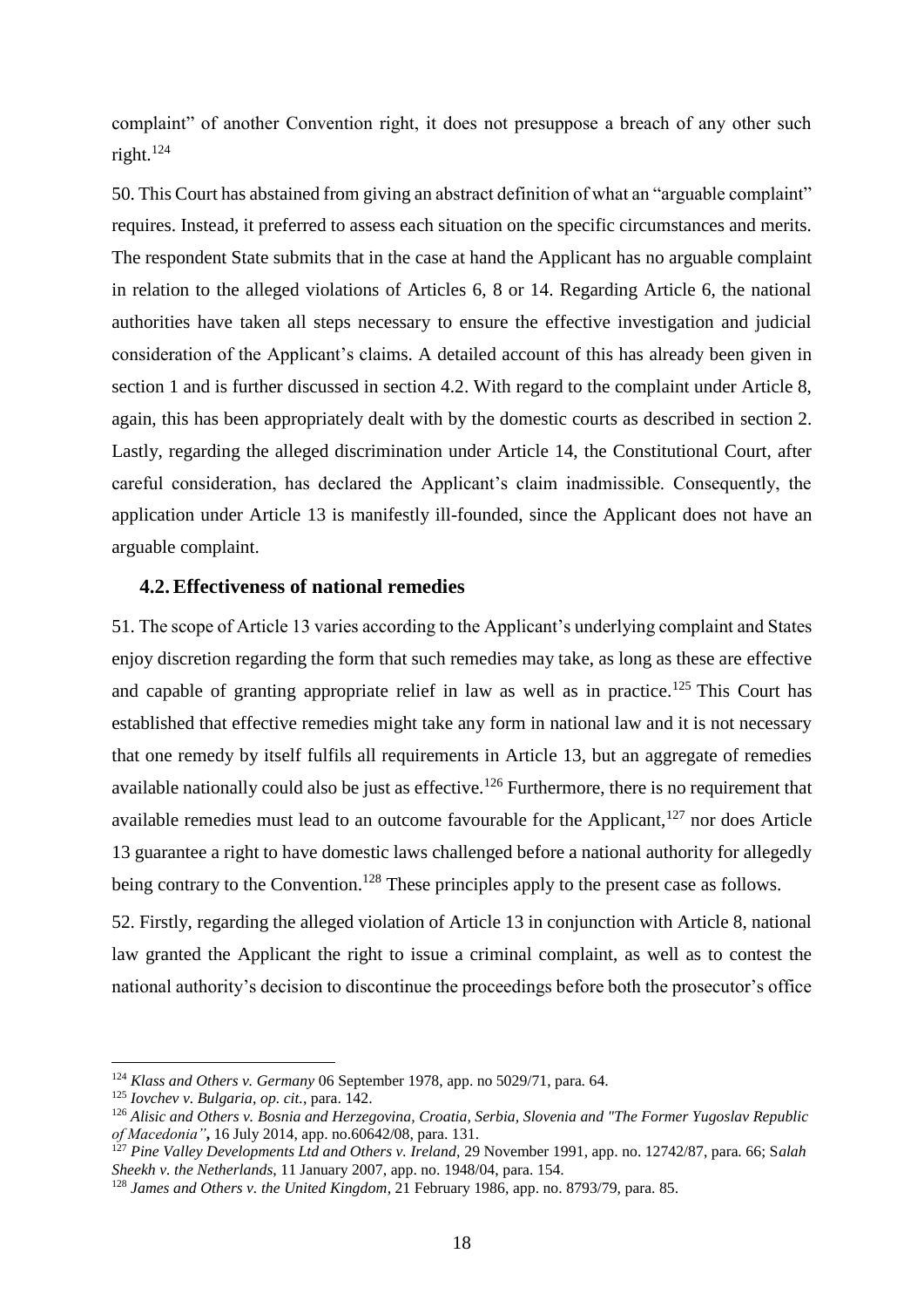complaint" of another Convention right, it does not presuppose a breach of any other such right.[124]

50. This Court has abstained from giving an abstract definition of what an "arguable complaint" requires. Instead, it preferred to assess each situation on the specific circumstances and merits. The respondent State submits that in the case at hand the Applicant has no arguable complaint in relation to the alleged violations of Articles 6, 8 or 14. Regarding Article 6, the national authorities have taken all steps necessary to ensure the effective investigation and judicial consideration of the Applicant's claims. A detailed account of this has already been given in section 1 and is further discussed in section 4.2. With regard to the complaint under Article 8, again, this has been appropriately dealt with by the domestic courts as described in section 2. Lastly, regarding the alleged discrimination under Article 14, the Constitutional Court, after careful consideration, has declared the Applicant's claim inadmissible. Consequently, the application under Article 13 is manifestly ill-founded, since the Applicant does not have an arguable complaint.

### 4.2. Effectiveness of national remedies

51. The scope of Article 13 varies according to the Applicant's underlying complaint and States enjoy discretion regarding the form that such remedies may take, as long as these are effective and capable of granting appropriate relief in law as well as in practice.[125] This Court has established that effective remedies might take any form in national law and it is not necessary that one remedy by itself fulfils all requirements in Article 13, but an aggregate of remedies available nationally could also be just as effective.[126] Furthermore, there is no requirement that available remedies must lead to an outcome favourable for the Applicant,[127] nor does Article 13 guarantee a right to have domestic laws challenged before a national authority for allegedly being contrary to the Convention.[128] These principles apply to the present case as follows.

52. Firstly, regarding the alleged violation of Article 13 in conjunction with Article 8, national law granted the Applicant the right to issue a criminal complaint, as well as to contest the national authority's decision to discontinue the proceedings before both the prosecutor's office

---

[124] *Klass and Others v. Germany* 06 September 1978, app. no 5029/71, para. 64.

[125] *Iovchev v. Bulgaria*, *op. cit.*, para. 142.

[126] *Alisic and Others v. Bosnia and Herzegovina, Croatia, Serbia, Slovenia and "The Former Yugoslav Republic of Macedonia"*, 16 July 2014, app. no.60642/08, para. 131.

[127] *Pine Valley Developments Ltd and Others v. Ireland*, 29 November 1991, app. no. 12742/87, para. 66; *Salah Sheekh v. the Netherlands*, 11 January 2007, app. no. 1948/04, para. 154.

[128] *James and Others v. the United Kingdom*, 21 February 1986, app. no. 8793/79, para. 85.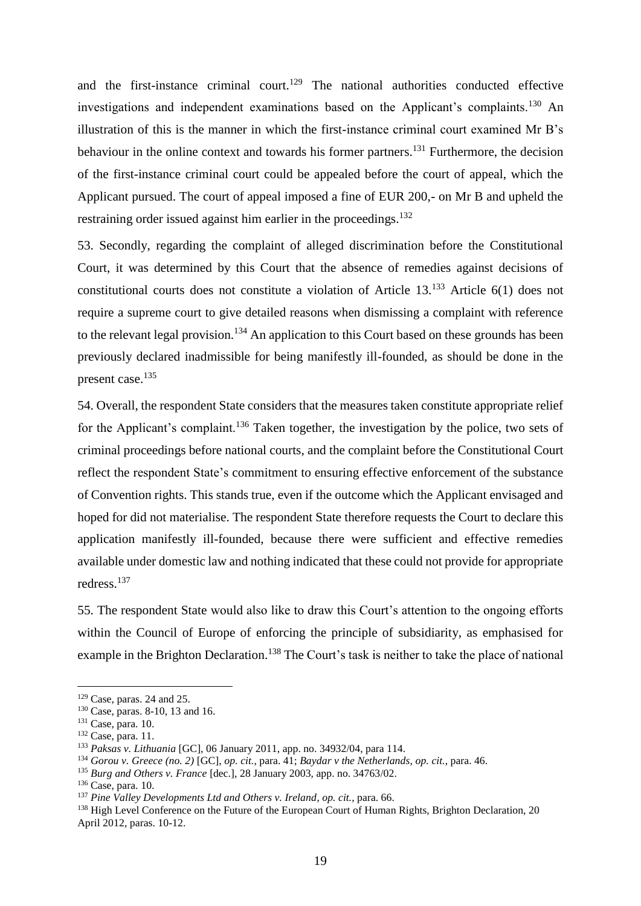and the first-instance criminal court.[129] The national authorities conducted effective investigations and independent examinations based on the Applicant's complaints.[130] An illustration of this is the manner in which the first-instance criminal court examined Mr B's behaviour in the online context and towards his former partners.[131] Furthermore, the decision of the first-instance criminal court could be appealed before the court of appeal, which the Applicant pursued. The court of appeal imposed a fine of EUR 200,- on Mr B and upheld the restraining order issued against him earlier in the proceedings.[132]

53. Secondly, regarding the complaint of alleged discrimination before the Constitutional Court, it was determined by this Court that the absence of remedies against decisions of constitutional courts does not constitute a violation of Article 13.[133] Article 6(1) does not require a supreme court to give detailed reasons when dismissing a complaint with reference to the relevant legal provision.[134] An application to this Court based on these grounds has been previously declared inadmissible for being manifestly ill-founded, as should be done in the present case.[135]

54. Overall, the respondent State considers that the measures taken constitute appropriate relief for the Applicant's complaint.[136] Taken together, the investigation by the police, two sets of criminal proceedings before national courts, and the complaint before the Constitutional Court reflect the respondent State's commitment to ensuring effective enforcement of the substance of Convention rights. This stands true, even if the outcome which the Applicant envisaged and hoped for did not materialise. The respondent State therefore requests the Court to declare this application manifestly ill-founded, because there were sufficient and effective remedies available under domestic law and nothing indicated that these could not provide for appropriate redress.[137]

55. The respondent State would also like to draw this Court's attention to the ongoing efforts within the Council of Europe of enforcing the principle of subsidiarity, as emphasised for example in the Brighton Declaration.[138] The Court's task is neither to take the place of national

---

[129] Case, paras. 24 and 25.

[130] Case, paras. 8-10, 13 and 16.

[131] Case, para. 10.

[132] Case, para. 11.

[133] *Paksas v. Lithuania* [GC], 06 January 2011, app. no. 34932/04, para 114.

[134] *Gorou v. Greece (no. 2)* [GC], *op. cit.*, para. 41; *Baydar v the Netherlands*, *op. cit.*, para. 46.

[135] *Burg and Others v. France* [dec.], 28 January 2003, app. no. 34763/02.

[136] Case, para. 10.

[137] *Pine Valley Developments Ltd and Others v. Ireland*, *op. cit.*, para. 66.

[138] High Level Conference on the Future of the European Court of Human Rights, Brighton Declaration, 20 April 2012, paras. 10-12.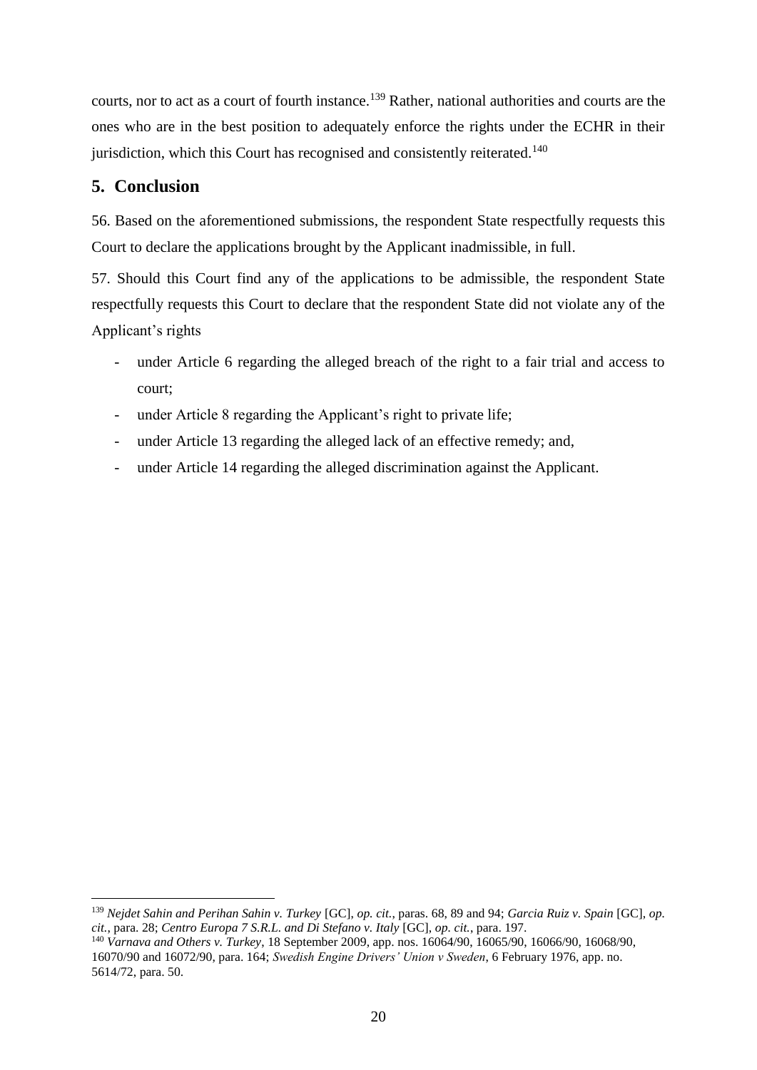courts, nor to act as a court of fourth instance.[139] Rather, national authorities and courts are the ones who are in the best position to adequately enforce the rights under the ECHR in their jurisdiction, which this Court has recognised and consistently reiterated.[140]

## 5. Conclusion

56. Based on the aforementioned submissions, the respondent State respectfully requests this Court to declare the applications brought by the Applicant inadmissible, in full.

57. Should this Court find any of the applications to be admissible, the respondent State respectfully requests this Court to declare that the respondent State did not violate any of the Applicant's rights

- under Article 6 regarding the alleged breach of the right to a fair trial and access to court;
- under Article 8 regarding the Applicant's right to private life;
- under Article 13 regarding the alleged lack of an effective remedy; and,
- under Article 14 regarding the alleged discrimination against the Applicant.

---

[139] *Nejdet Sahin and Perihan Sahin v. Turkey* [GC], *op. cit.*, paras. 68, 89 and 94; *Garcia Ruiz v. Spain* [GC], *op. cit.*, para. 28; *Centro Europa 7 S.R.L. and Di Stefano v. Italy* [GC], *op. cit.*, para. 197.

[140] *Varnava and Others v. Turkey*, 18 September 2009, app. nos. 16064/90, 16065/90, 16066/90, 16068/90, 16070/90 and 16072/90, para. 164; *Swedish Engine Drivers' Union v Sweden*, 6 February 1976, app. no. 5614/72, para. 50.